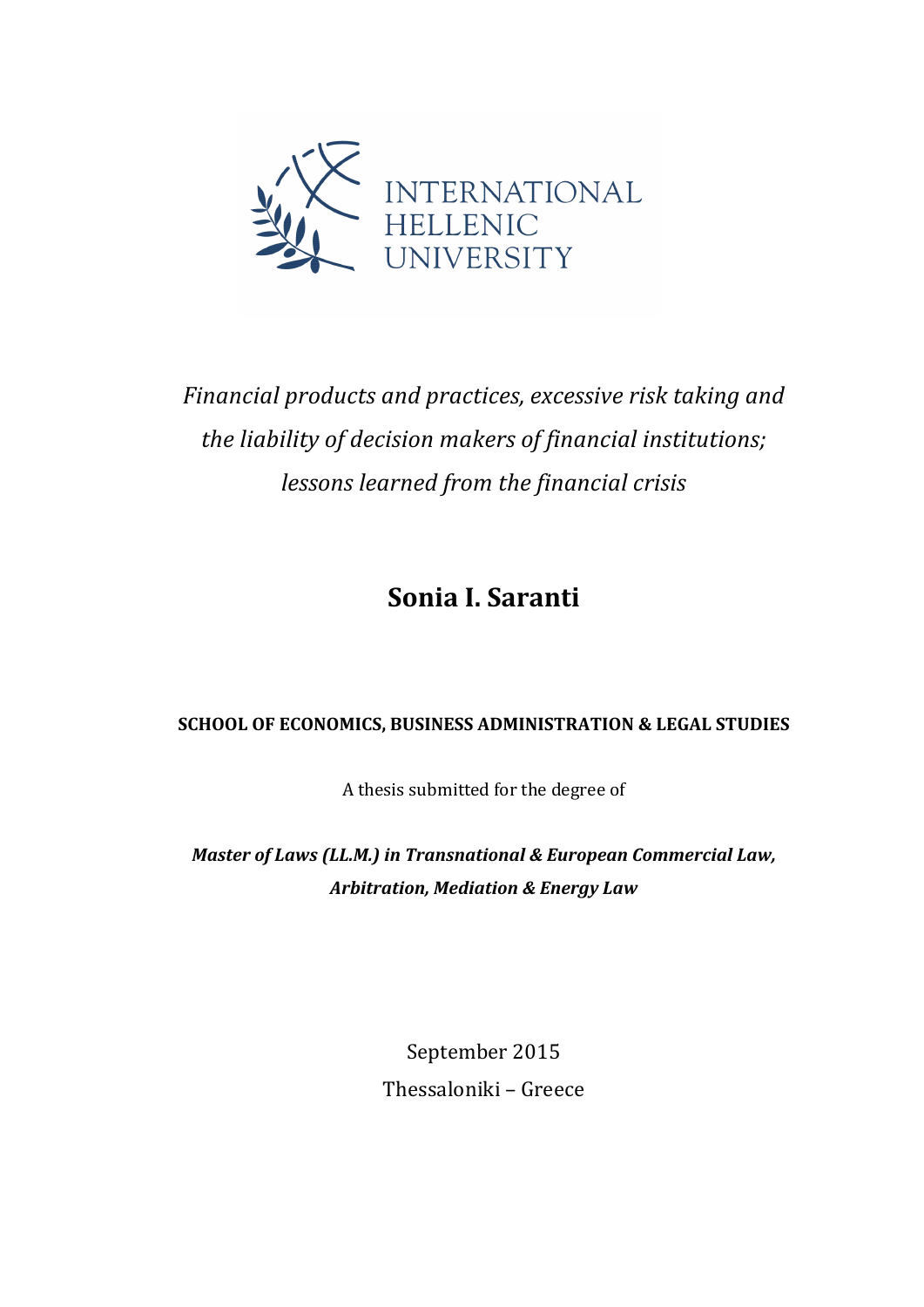INTERNATIONAL
HELLENIC
UNIVERSITY

# *Financial products and practices, excessive risk taking and the liability of decision makers of financial institutions; lessons learned from the financial crisis*

## Sonia I. Saranti

**SCHOOL OF ECONOMICS, BUSINESS ADMINISTRATION & LEGAL STUDIES**

A thesis submitted for the degree of

***Master of Laws (LL.M.) in Transnational & European Commercial Law, Arbitration, Mediation & Energy Law***

September 2015

Thessaloniki – Greece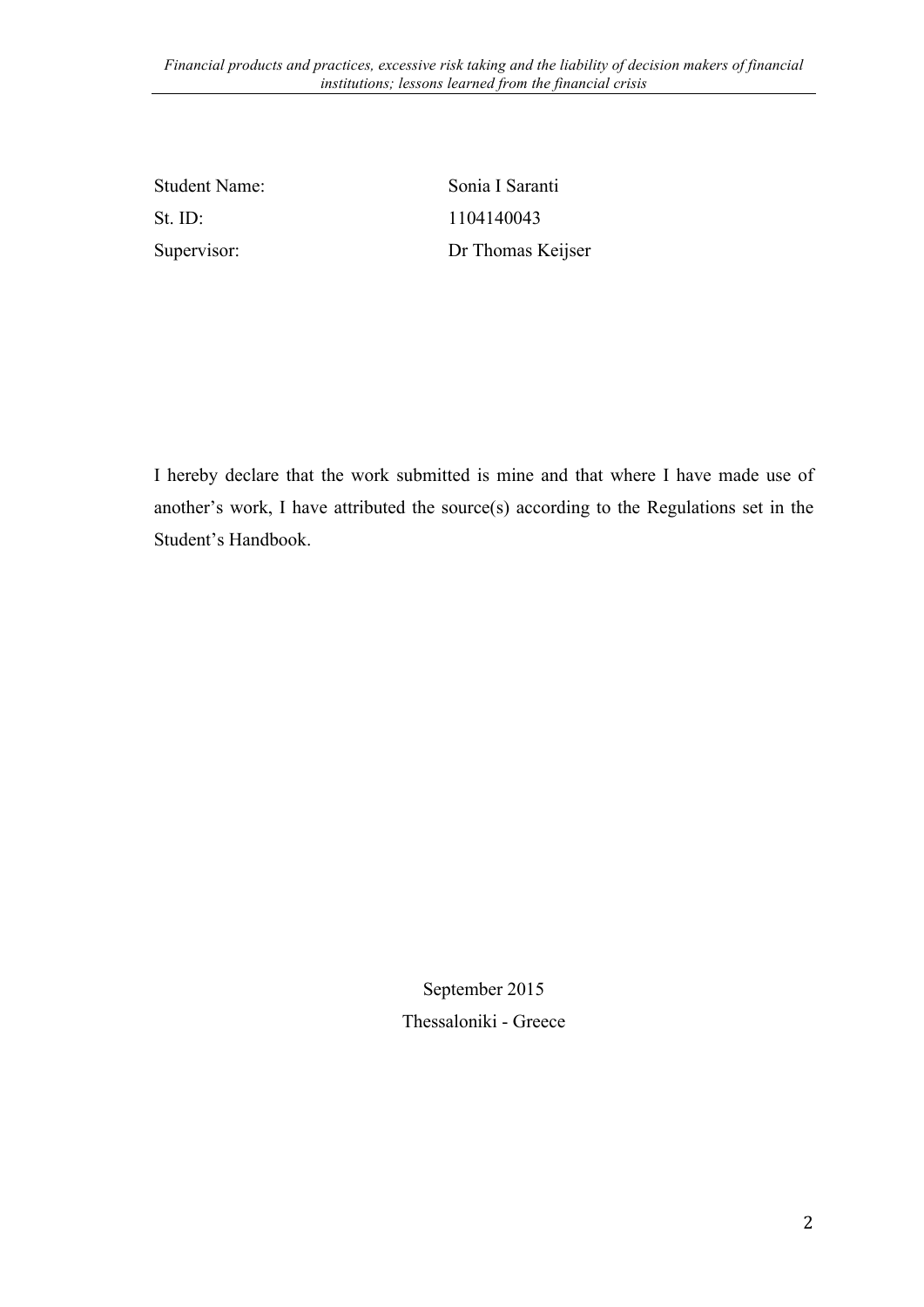| | |
|---|---|
| Student Name: | Sonia I Saranti |
| St. ID: | 1104140043 |
| Supervisor: | Dr Thomas Keijser |

I hereby declare that the work submitted is mine and that where I have made use of another's work, I have attributed the source(s) according to the Regulations set in the Student's Handbook.

September 2015

Thessaloniki - Greece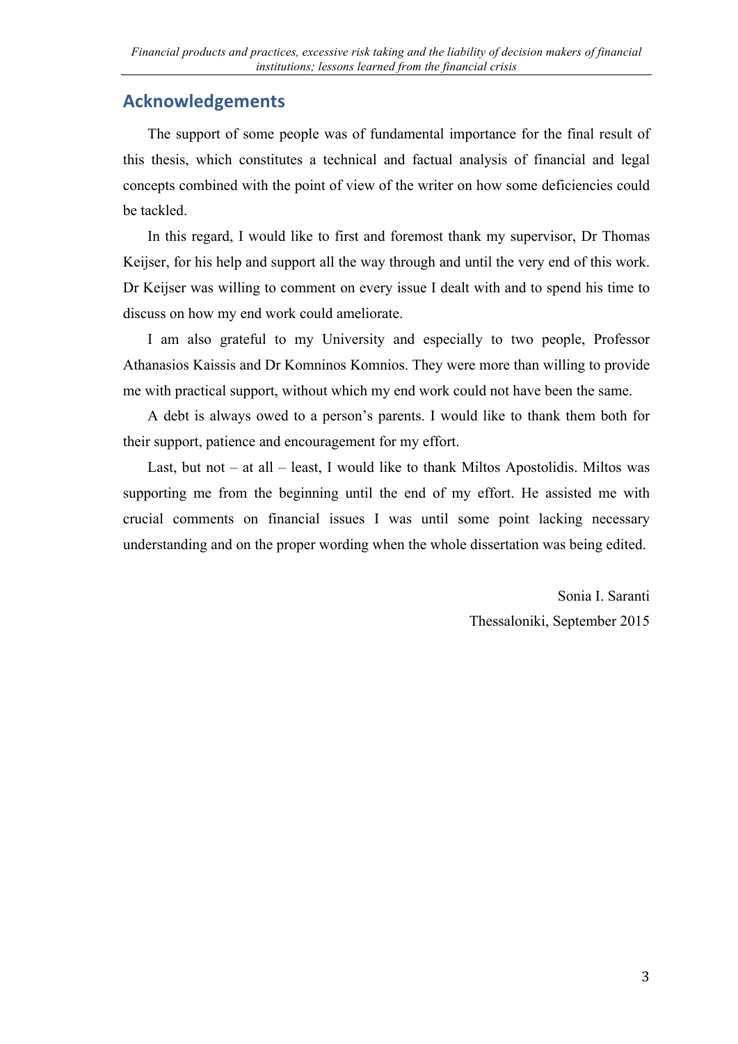## Acknowledgements

The support of some people was of fundamental importance for the final result of this thesis, which constitutes a technical and factual analysis of financial and legal concepts combined with the point of view of the writer on how some deficiencies could be tackled.

In this regard, I would like to first and foremost thank my supervisor, Dr Thomas Keijser, for his help and support all the way through and until the very end of this work. Dr Keijser was willing to comment on every issue I dealt with and to spend his time to discuss on how my end work could ameliorate.

I am also grateful to my University and especially to two people, Professor Athanasios Kaissis and Dr Komninos Komnios. They were more than willing to provide me with practical support, without which my end work could not have been the same.

A debt is always owed to a person's parents. I would like to thank them both for their support, patience and encouragement for my effort.

Last, but not – at all – least, I would like to thank Miltos Apostolidis. Miltos was supporting me from the beginning until the end of my effort. He assisted me with crucial comments on financial issues I was until some point lacking necessary understanding and on the proper wording when the whole dissertation was being edited.

Sonia I. Saranti
Thessaloniki, September 2015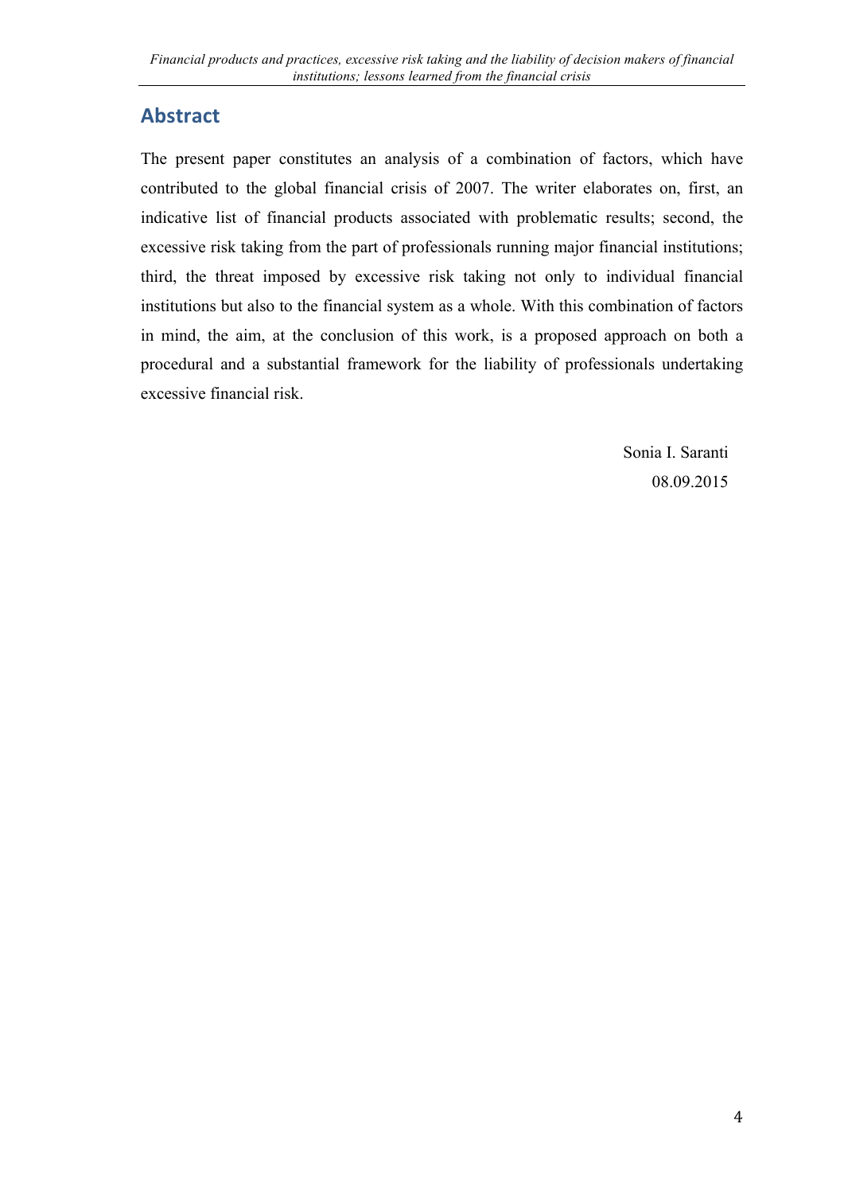## Abstract

The present paper constitutes an analysis of a combination of factors, which have contributed to the global financial crisis of 2007. The writer elaborates on, first, an indicative list of financial products associated with problematic results; second, the excessive risk taking from the part of professionals running major financial institutions; third, the threat imposed by excessive risk taking not only to individual financial institutions but also to the financial system as a whole. With this combination of factors in mind, the aim, at the conclusion of this work, is a proposed approach on both a procedural and a substantial framework for the liability of professionals undertaking excessive financial risk.

Sonia I. Saranti

08.09.2015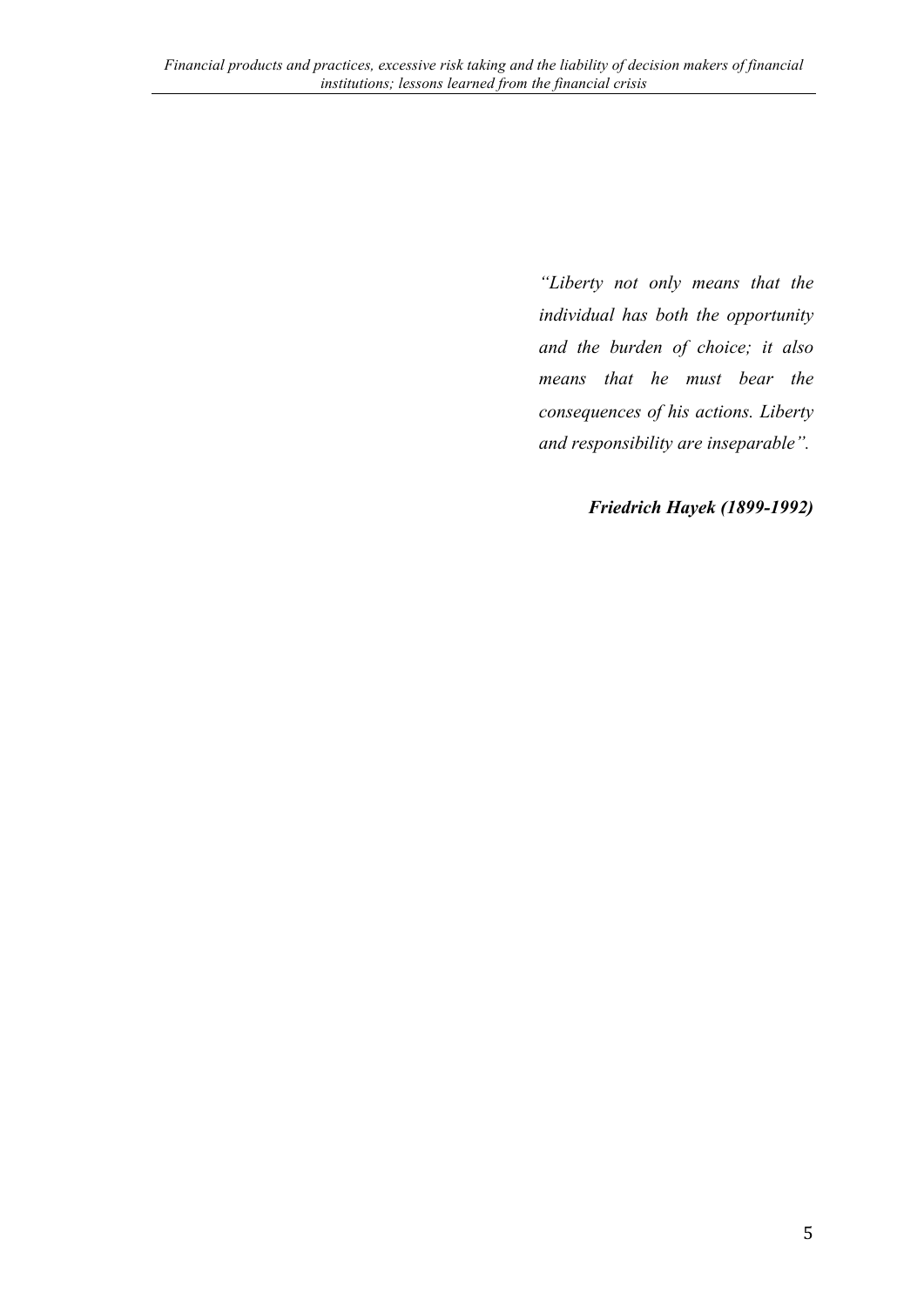*"Liberty not only means that the individual has both the opportunity and the burden of choice; it also means that he must bear the consequences of his actions. Liberty and responsibility are inseparable".*

***Friedrich Hayek (1899-1992)***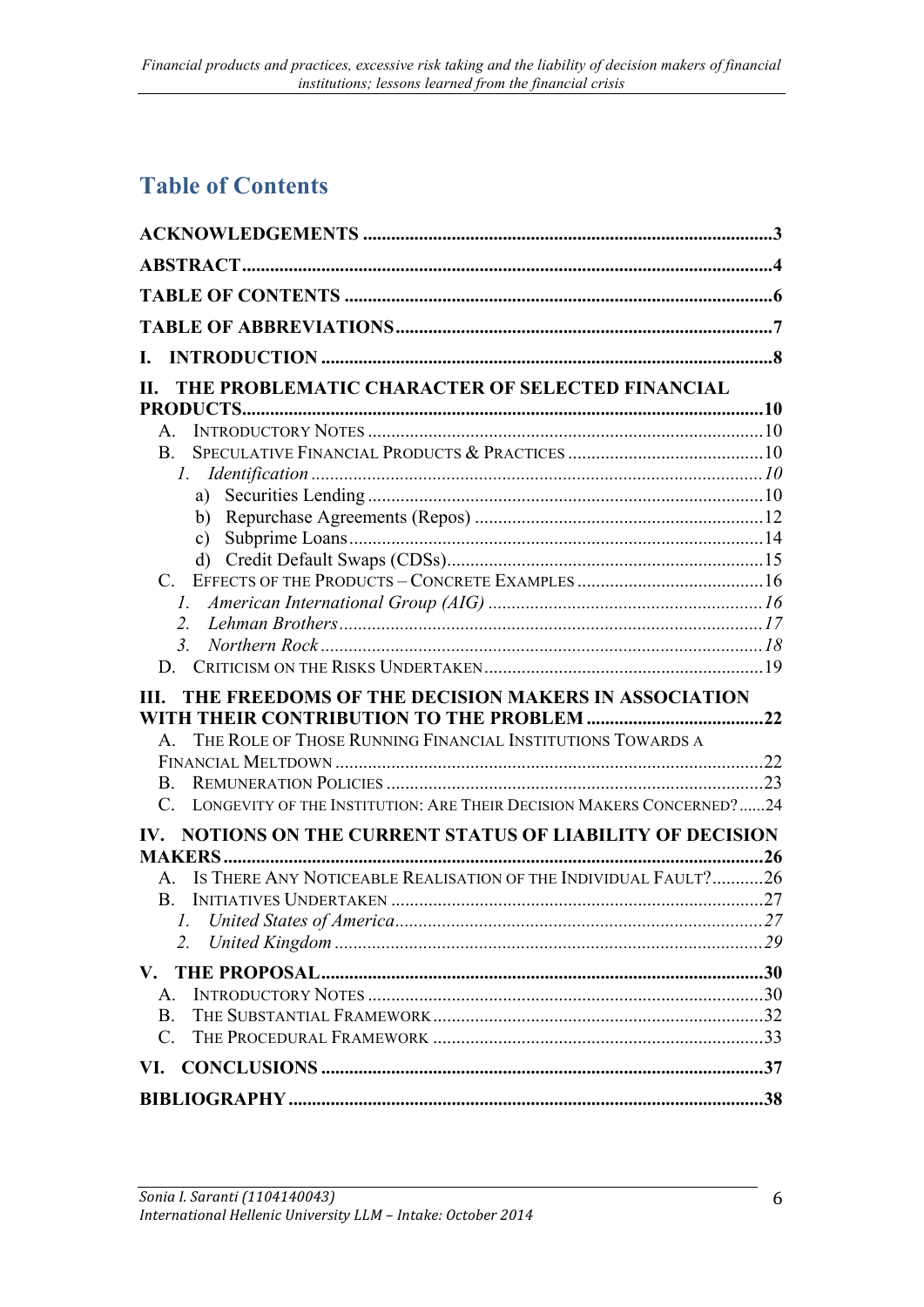## Table of Contents

**ACKNOWLEDGEMENTS** ... 3

**ABSTRACT** ... 4

**TABLE OF CONTENTS** ... 6

**TABLE OF ABBREVIATIONS** ... 7

**I. INTRODUCTION** ... 8

**II. THE PROBLEMATIC CHARACTER OF SELECTED FINANCIAL PRODUCTS** ... 10

- A. Introductory Notes ... 10
- B. Speculative Financial Products & Practices ... 10
  - *1. Identification* ... *10*
    - a) Securities Lending ... 10
    - b) Repurchase Agreements (Repos) ... 12
    - c) Subprime Loans ... 14
    - d) Credit Default Swaps (CDSs) ... 15
- C. Effects of the Products – Concrete Examples ... 16
  - *1. American International Group (AIG)* ... *16*
  - *2. Lehman Brothers* ... *17*
  - *3. Northern Rock* ... *18*
- D. Criticism on the Risks Undertaken ... 19

**III. THE FREEDOMS OF THE DECISION MAKERS IN ASSOCIATION WITH THEIR CONTRIBUTION TO THE PROBLEM** ... 22

- A. The Role of Those Running Financial Institutions Towards a Financial Meltdown ... 22
- B. Remuneration Policies ... 23
- C. Longevity of the Institution: Are Their Decision Makers Concerned? ... 24

**IV. NOTIONS ON THE CURRENT STATUS OF LIABILITY OF DECISION MAKERS** ... 26

- A. Is There Any Noticeable Realisation of the Individual Fault? ... 26
- B. Initiatives Undertaken ... 27
  - *1. United States of America* ... *27*
  - *2. United Kingdom* ... *29*

**V. THE PROPOSAL** ... 30

- A. Introductory Notes ... 30
- B. The Substantial Framework ... 32
- C. The Procedural Framework ... 33

**VI. CONCLUSIONS** ... 37

**BIBLIOGRAPHY** ... 38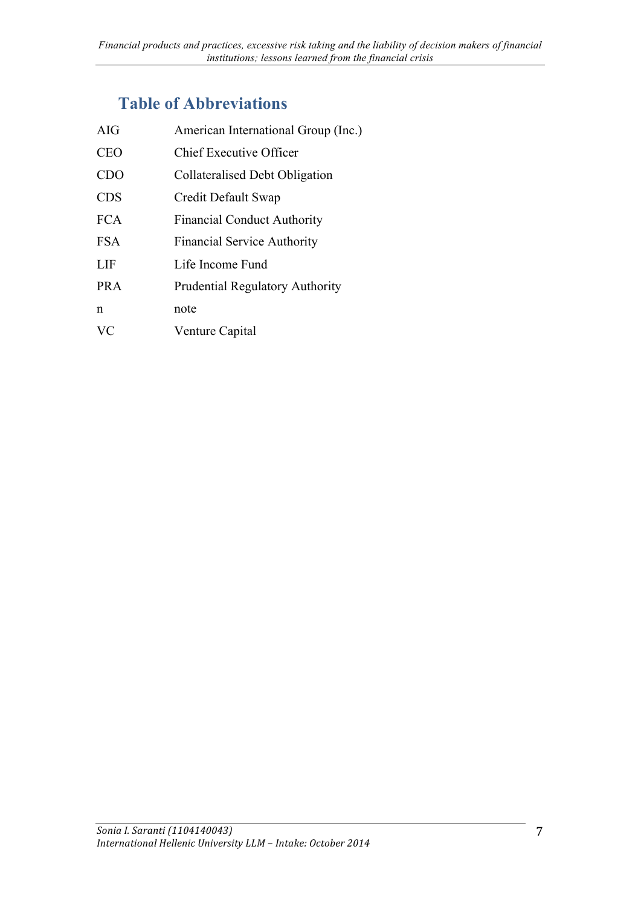## Table of Abbreviations

| | |
|---|---|
| AIG | American International Group (Inc.) |
| CEO | Chief Executive Officer |
| CDO | Collateralised Debt Obligation |
| CDS | Credit Default Swap |
| FCA | Financial Conduct Authority |
| FSA | Financial Service Authority |
| LIF | Life Income Fund |
| PRA | Prudential Regulatory Authority |
| n | note |
| VC | Venture Capital |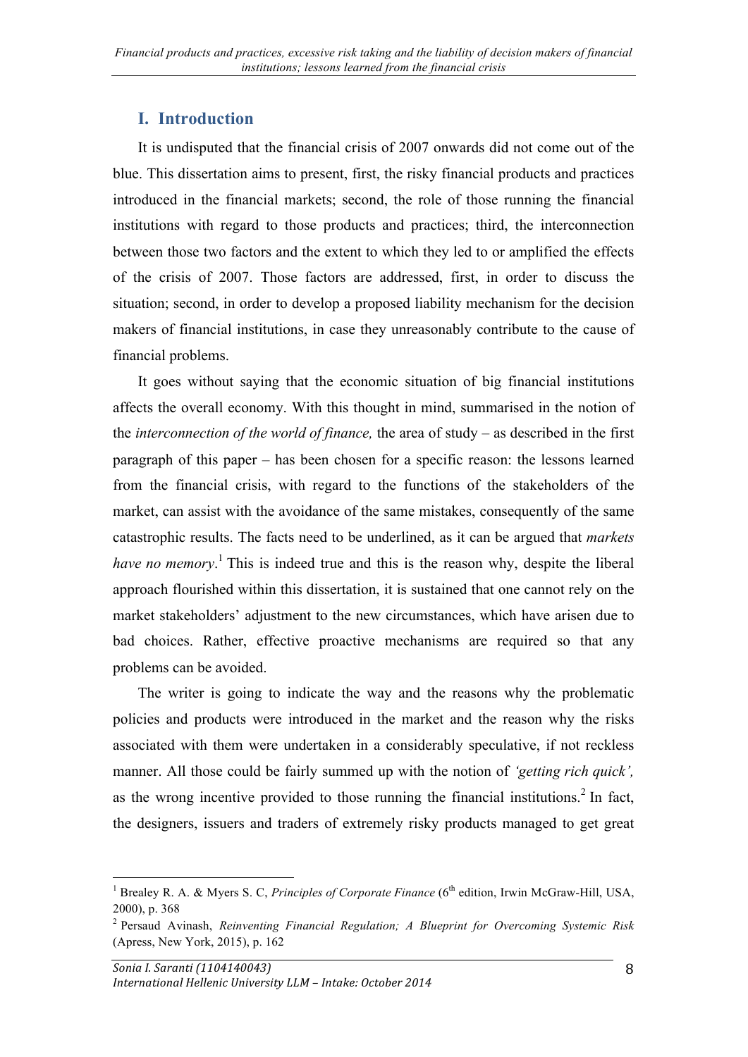## I. Introduction

It is undisputed that the financial crisis of 2007 onwards did not come out of the blue. This dissertation aims to present, first, the risky financial products and practices introduced in the financial markets; second, the role of those running the financial institutions with regard to those products and practices; third, the interconnection between those two factors and the extent to which they led to or amplified the effects of the crisis of 2007. Those factors are addressed, first, in order to discuss the situation; second, in order to develop a proposed liability mechanism for the decision makers of financial institutions, in case they unreasonably contribute to the cause of financial problems.

It goes without saying that the economic situation of big financial institutions affects the overall economy. With this thought in mind, summarised in the notion of the *interconnection of the world of finance,* the area of study – as described in the first paragraph of this paper – has been chosen for a specific reason: the lessons learned from the financial crisis, with regard to the functions of the stakeholders of the market, can assist with the avoidance of the same mistakes, consequently of the same catastrophic results. The facts need to be underlined, as it can be argued that *markets have no memory*.[1] This is indeed true and this is the reason why, despite the liberal approach flourished within this dissertation, it is sustained that one cannot rely on the market stakeholders' adjustment to the new circumstances, which have arisen due to bad choices. Rather, effective proactive mechanisms are required so that any problems can be avoided.

The writer is going to indicate the way and the reasons why the problematic policies and products were introduced in the market and the reason why the risks associated with them were undertaken in a considerably speculative, if not reckless manner. All those could be fairly summed up with the notion of *'getting rich quick',* as the wrong incentive provided to those running the financial institutions.[2] In fact, the designers, issuers and traders of extremely risky products managed to get great

---

[1] Brealey R. A. & Myers S. C, *Principles of Corporate Finance* (6th edition, Irwin McGraw-Hill, USA, 2000), p. 368

[2] Persaud Avinash, *Reinventing Financial Regulation; A Blueprint for Overcoming Systemic Risk* (Apress, New York, 2015), p. 162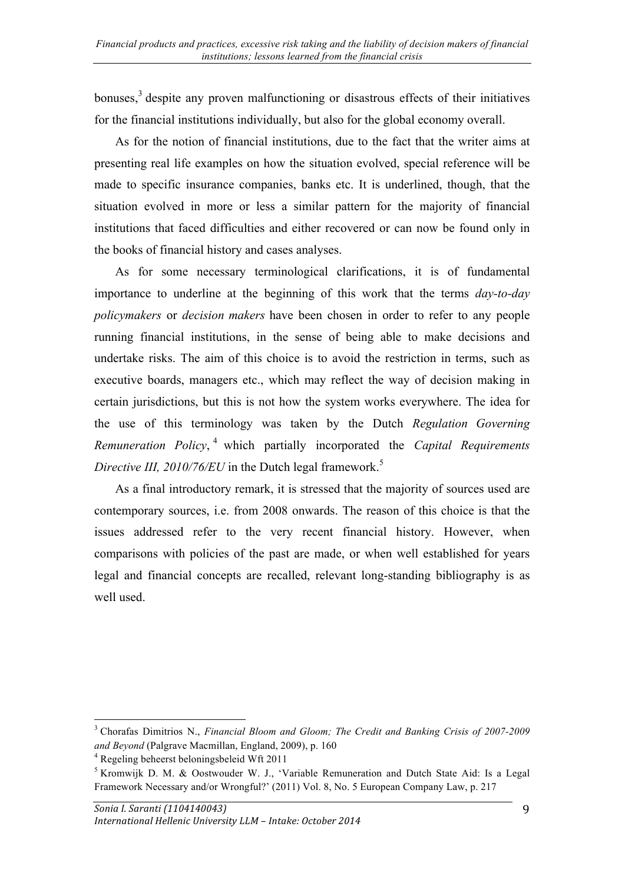bonuses,[3] despite any proven malfunctioning or disastrous effects of their initiatives for the financial institutions individually, but also for the global economy overall.

As for the notion of financial institutions, due to the fact that the writer aims at presenting real life examples on how the situation evolved, special reference will be made to specific insurance companies, banks etc. It is underlined, though, that the situation evolved in more or less a similar pattern for the majority of financial institutions that faced difficulties and either recovered or can now be found only in the books of financial history and cases analyses.

As for some necessary terminological clarifications, it is of fundamental importance to underline at the beginning of this work that the terms *day-to-day policymakers* or *decision makers* have been chosen in order to refer to any people running financial institutions, in the sense of being able to make decisions and undertake risks. The aim of this choice is to avoid the restriction in terms, such as executive boards, managers etc., which may reflect the way of decision making in certain jurisdictions, but this is not how the system works everywhere. The idea for the use of this terminology was taken by the Dutch *Regulation Governing Remuneration Policy*,[4] which partially incorporated the *Capital Requirements Directive III, 2010/76/EU* in the Dutch legal framework.[5]

As a final introductory remark, it is stressed that the majority of sources used are contemporary sources, i.e. from 2008 onwards. The reason of this choice is that the issues addressed refer to the very recent financial history. However, when comparisons with policies of the past are made, or when well established for years legal and financial concepts are recalled, relevant long-standing bibliography is as well used.

---

[3] Chorafas Dimitrios N., *Financial Bloom and Gloom; The Credit and Banking Crisis of 2007-2009 and Beyond* (Palgrave Macmillan, England, 2009), p. 160

[4] Regeling beheerst beloningsbeleid Wft 2011

[5] Kromwijk D. M. & Oostwouder W. J., 'Variable Remuneration and Dutch State Aid: Is a Legal Framework Necessary and/or Wrongful?' (2011) Vol. 8, No. 5 European Company Law, p. 217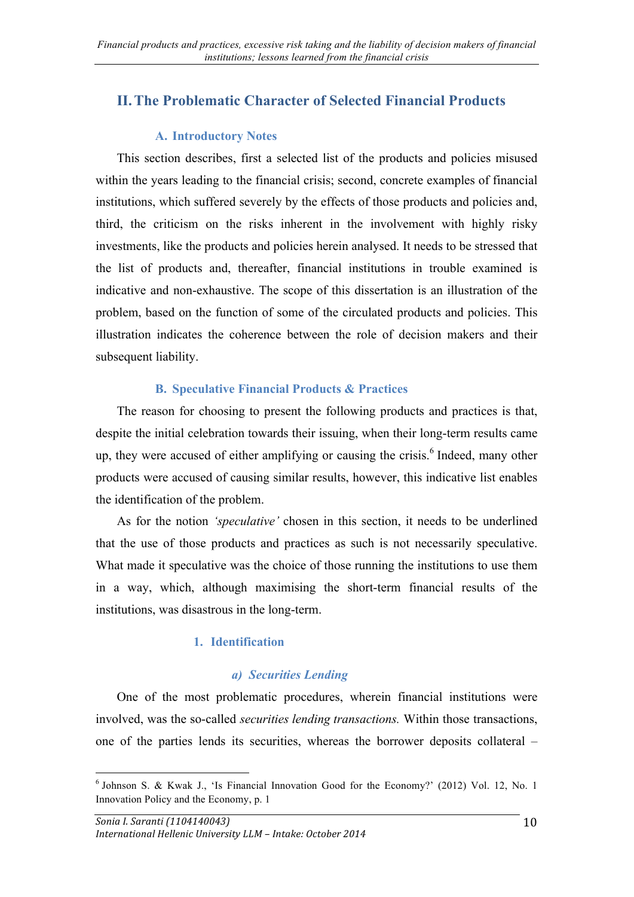## II. The Problematic Character of Selected Financial Products

### A. Introductory Notes

This section describes, first a selected list of the products and policies misused within the years leading to the financial crisis; second, concrete examples of financial institutions, which suffered severely by the effects of those products and policies and, third, the criticism on the risks inherent in the involvement with highly risky investments, like the products and policies herein analysed. It needs to be stressed that the list of products and, thereafter, financial institutions in trouble examined is indicative and non-exhaustive. The scope of this dissertation is an illustration of the problem, based on the function of some of the circulated products and policies. This illustration indicates the coherence between the role of decision makers and their subsequent liability.

### B. Speculative Financial Products & Practices

The reason for choosing to present the following products and practices is that, despite the initial celebration towards their issuing, when their long-term results came up, they were accused of either amplifying or causing the crisis.[6] Indeed, many other products were accused of causing similar results, however, this indicative list enables the identification of the problem.

As for the notion *'speculative'* chosen in this section, it needs to be underlined that the use of those products and practices as such is not necessarily speculative. What made it speculative was the choice of those running the institutions to use them in a way, which, although maximising the short-term financial results of the institutions, was disastrous in the long-term.

#### 1. Identification

##### *a) Securities Lending*

One of the most problematic procedures, wherein financial institutions were involved, was the so-called *securities lending transactions.* Within those transactions, one of the parties lends its securities, whereas the borrower deposits collateral –

---

[6] Johnson S. & Kwak J., 'Is Financial Innovation Good for the Economy?' (2012) Vol. 12, No. 1 Innovation Policy and the Economy, p. 1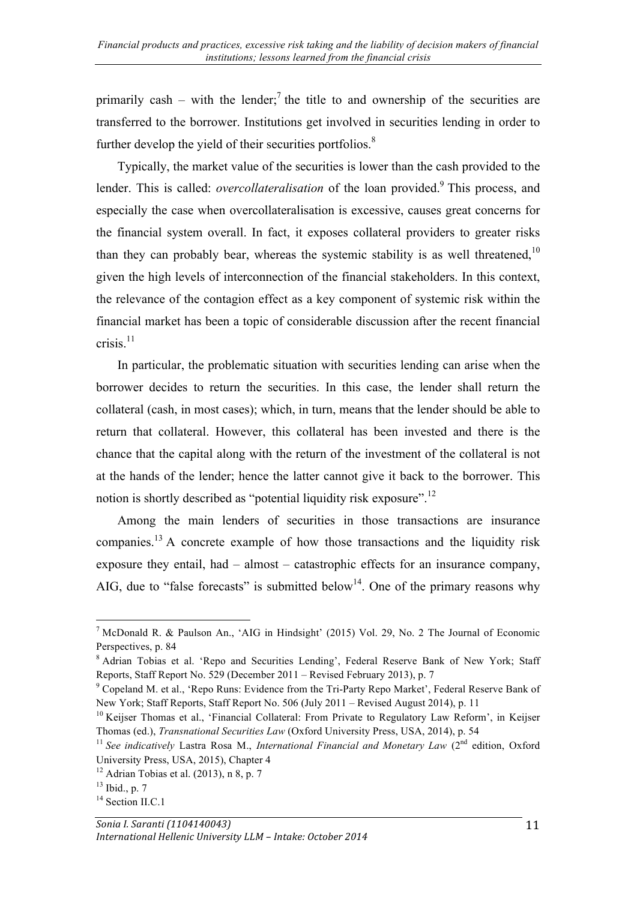primarily cash – with the lender;[7] the title to and ownership of the securities are transferred to the borrower. Institutions get involved in securities lending in order to further develop the yield of their securities portfolios.[8]

Typically, the market value of the securities is lower than the cash provided to the lender. This is called: *overcollateralisation* of the loan provided.[9] This process, and especially the case when overcollateralisation is excessive, causes great concerns for the financial system overall. In fact, it exposes collateral providers to greater risks than they can probably bear, whereas the systemic stability is as well threatened,[10] given the high levels of interconnection of the financial stakeholders. In this context, the relevance of the contagion effect as a key component of systemic risk within the financial market has been a topic of considerable discussion after the recent financial crisis.[11]

In particular, the problematic situation with securities lending can arise when the borrower decides to return the securities. In this case, the lender shall return the collateral (cash, in most cases); which, in turn, means that the lender should be able to return that collateral. However, this collateral has been invested and there is the chance that the capital along with the return of the investment of the collateral is not at the hands of the lender; hence the latter cannot give it back to the borrower. This notion is shortly described as "potential liquidity risk exposure".[12]

Among the main lenders of securities in those transactions are insurance companies.[13] A concrete example of how those transactions and the liquidity risk exposure they entail, had – almost – catastrophic effects for an insurance company, AIG, due to "false forecasts" is submitted below[14]. One of the primary reasons why

---

[7] McDonald R. & Paulson An., 'AIG in Hindsight' (2015) Vol. 29, No. 2 The Journal of Economic Perspectives, p. 84

[8] Adrian Tobias et al. 'Repo and Securities Lending', Federal Reserve Bank of New York; Staff Reports, Staff Report No. 529 (December 2011 – Revised February 2013), p. 7

[9] Copeland M. et al., 'Repo Runs: Evidence from the Tri-Party Repo Market', Federal Reserve Bank of New York; Staff Reports, Staff Report No. 506 (July 2011 – Revised August 2014), p. 11

[10] Keijser Thomas et al., 'Financial Collateral: From Private to Regulatory Law Reform', in Keijser Thomas (ed.), *Transnational Securities Law* (Oxford University Press, USA, 2014), p. 54

[11] *See indicatively* Lastra Rosa M., *International Financial and Monetary Law* (2nd edition, Oxford University Press, USA, 2015), Chapter 4

[12] Adrian Tobias et al. (2013), n 8, p. 7

[13] Ibid., p. 7

[14] Section II.C.1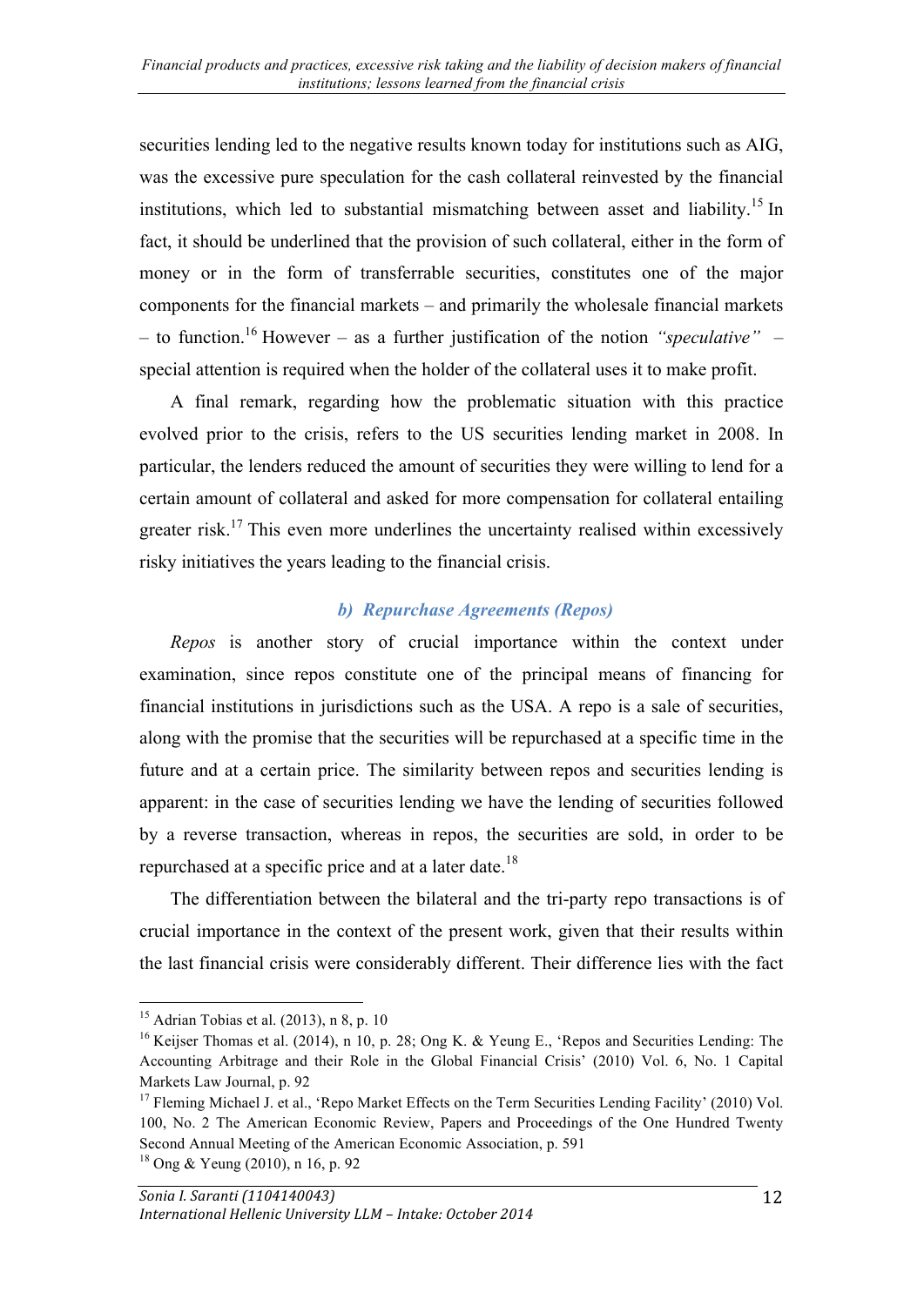securities lending led to the negative results known today for institutions such as AIG, was the excessive pure speculation for the cash collateral reinvested by the financial institutions, which led to substantial mismatching between asset and liability.[15] In fact, it should be underlined that the provision of such collateral, either in the form of money or in the form of transferrable securities, constitutes one of the major components for the financial markets – and primarily the wholesale financial markets – to function.[16] However – as a further justification of the notion *"speculative"* – special attention is required when the holder of the collateral uses it to make profit.

A final remark, regarding how the problematic situation with this practice evolved prior to the crisis, refers to the US securities lending market in 2008. In particular, the lenders reduced the amount of securities they were willing to lend for a certain amount of collateral and asked for more compensation for collateral entailing greater risk.[17] This even more underlines the uncertainty realised within excessively risky initiatives the years leading to the financial crisis.

### *b) Repurchase Agreements (Repos)*

*Repos* is another story of crucial importance within the context under examination, since repos constitute one of the principal means of financing for financial institutions in jurisdictions such as the USA. A repo is a sale of securities, along with the promise that the securities will be repurchased at a specific time in the future and at a certain price. The similarity between repos and securities lending is apparent: in the case of securities lending we have the lending of securities followed by a reverse transaction, whereas in repos, the securities are sold, in order to be repurchased at a specific price and at a later date.[18]

The differentiation between the bilateral and the tri-party repo transactions is of crucial importance in the context of the present work, given that their results within the last financial crisis were considerably different. Their difference lies with the fact

---

[15] Adrian Tobias et al. (2013), n 8, p. 10

[16] Keijser Thomas et al. (2014), n 10, p. 28; Ong K. & Yeung E., 'Repos and Securities Lending: The Accounting Arbitrage and their Role in the Global Financial Crisis' (2010) Vol. 6, No. 1 Capital Markets Law Journal, p. 92

[17] Fleming Michael J. et al., 'Repo Market Effects on the Term Securities Lending Facility' (2010) Vol. 100, No. 2 The American Economic Review, Papers and Proceedings of the One Hundred Twenty Second Annual Meeting of the American Economic Association, p. 591

[18] Ong & Yeung (2010), n 16, p. 92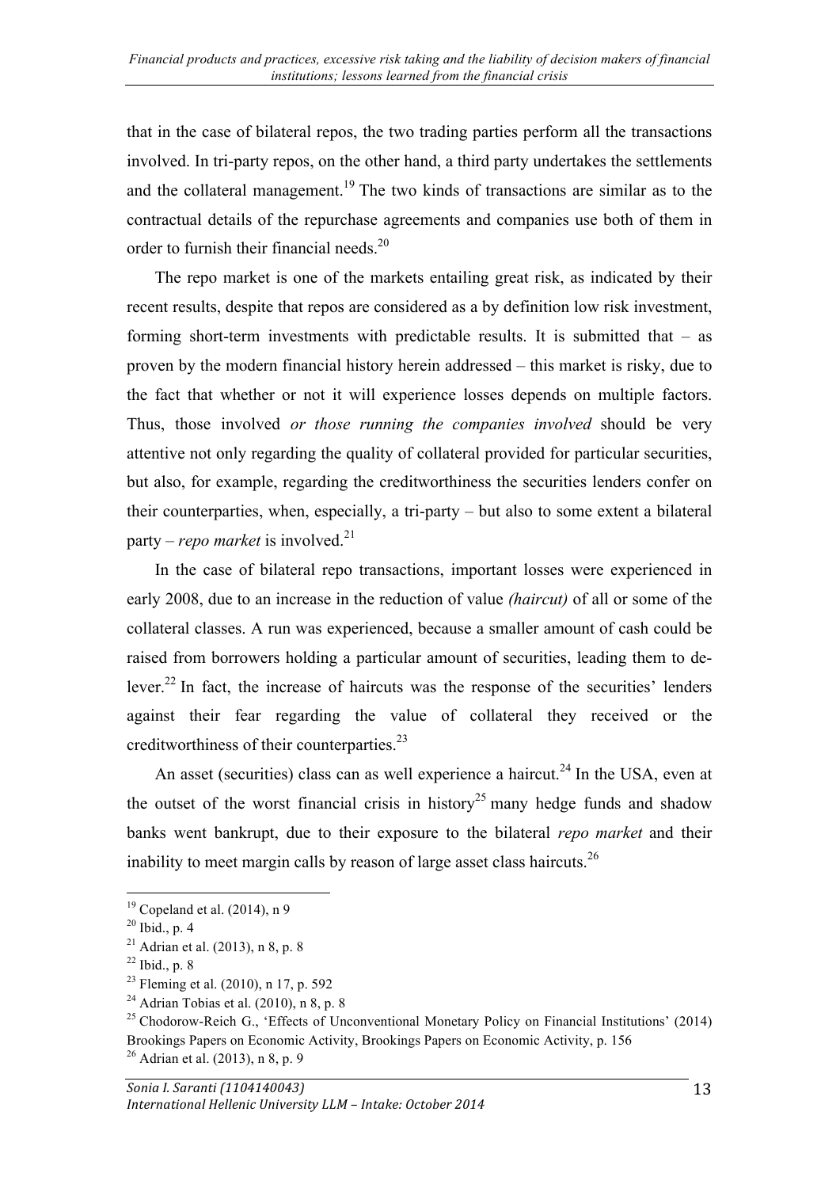that in the case of bilateral repos, the two trading parties perform all the transactions involved. In tri-party repos, on the other hand, a third party undertakes the settlements and the collateral management.[19] The two kinds of transactions are similar as to the contractual details of the repurchase agreements and companies use both of them in order to furnish their financial needs.[20]

The repo market is one of the markets entailing great risk, as indicated by their recent results, despite that repos are considered as a by definition low risk investment, forming short-term investments with predictable results. It is submitted that – as proven by the modern financial history herein addressed – this market is risky, due to the fact that whether or not it will experience losses depends on multiple factors. Thus, those involved *or those running the companies involved* should be very attentive not only regarding the quality of collateral provided for particular securities, but also, for example, regarding the creditworthiness the securities lenders confer on their counterparties, when, especially, a tri-party – but also to some extent a bilateral party – *repo market* is involved.[21]

In the case of bilateral repo transactions, important losses were experienced in early 2008, due to an increase in the reduction of value *(haircut)* of all or some of the collateral classes. A run was experienced, because a smaller amount of cash could be raised from borrowers holding a particular amount of securities, leading them to de-lever.[22] In fact, the increase of haircuts was the response of the securities' lenders against their fear regarding the value of collateral they received or the creditworthiness of their counterparties.[23]

An asset (securities) class can as well experience a haircut.[24] In the USA, even at the outset of the worst financial crisis in history[25] many hedge funds and shadow banks went bankrupt, due to their exposure to the bilateral *repo market* and their inability to meet margin calls by reason of large asset class haircuts.[26]

---

[19] Copeland et al. (2014), n 9

[20] Ibid., p. 4

[21] Adrian et al. (2013), n 8, p. 8

[22] Ibid., p. 8

[23] Fleming et al. (2010), n 17, p. 592

[24] Adrian Tobias et al. (2010), n 8, p. 8

[25] Chodorow-Reich G., 'Effects of Unconventional Monetary Policy on Financial Institutions' (2014) Brookings Papers on Economic Activity, Brookings Papers on Economic Activity, p. 156

[26] Adrian et al. (2013), n 8, p. 9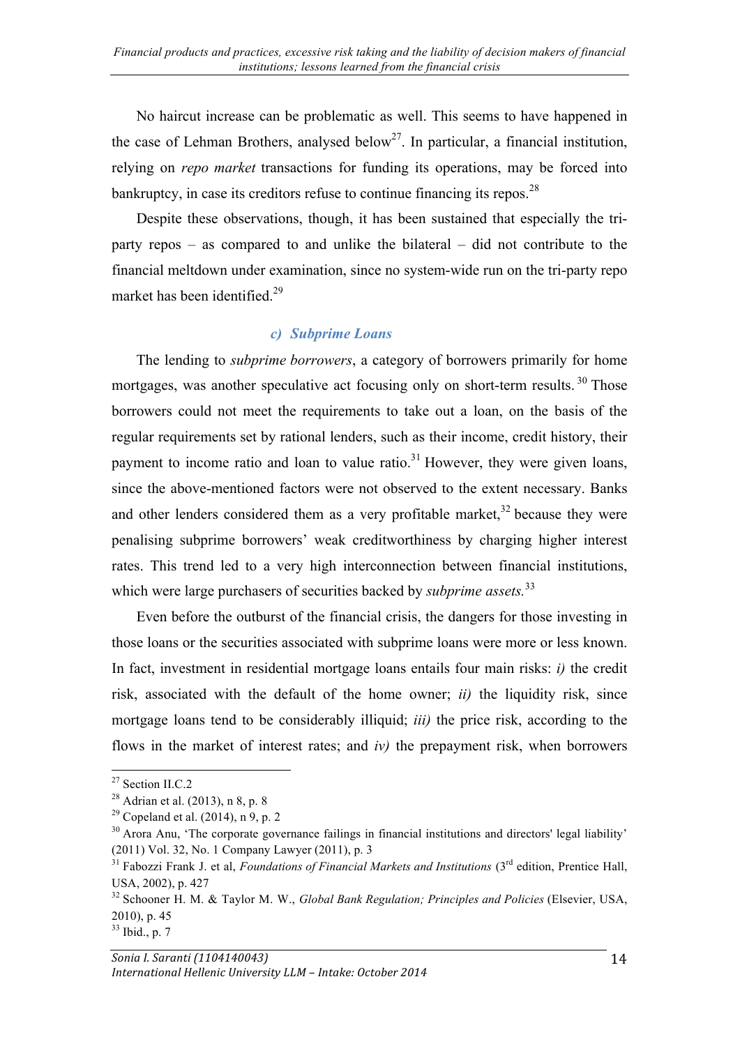No haircut increase can be problematic as well. This seems to have happened in the case of Lehman Brothers, analysed below[27]. In particular, a financial institution, relying on *repo market* transactions for funding its operations, may be forced into bankruptcy, in case its creditors refuse to continue financing its repos.[28]

Despite these observations, though, it has been sustained that especially the tri-party repos – as compared to and unlike the bilateral – did not contribute to the financial meltdown under examination, since no system-wide run on the tri-party repo market has been identified.[29]

### *c) Subprime Loans*

The lending to *subprime borrowers*, a category of borrowers primarily for home mortgages, was another speculative act focusing only on short-term results.[30] Those borrowers could not meet the requirements to take out a loan, on the basis of the regular requirements set by rational lenders, such as their income, credit history, their payment to income ratio and loan to value ratio.[31] However, they were given loans, since the above-mentioned factors were not observed to the extent necessary. Banks and other lenders considered them as a very profitable market,[32] because they were penalising subprime borrowers' weak creditworthiness by charging higher interest rates. This trend led to a very high interconnection between financial institutions, which were large purchasers of securities backed by *subprime assets.*[33]

Even before the outburst of the financial crisis, the dangers for those investing in those loans or the securities associated with subprime loans were more or less known. In fact, investment in residential mortgage loans entails four main risks: *i)* the credit risk, associated with the default of the home owner; *ii)* the liquidity risk, since mortgage loans tend to be considerably illiquid; *iii)* the price risk, according to the flows in the market of interest rates; and *iv)* the prepayment risk, when borrowers

---

[27] Section II.C.2

[28] Adrian et al. (2013), n 8, p. 8

[29] Copeland et al. (2014), n 9, p. 2

[30] Arora Anu, 'The corporate governance failings in financial institutions and directors' legal liability' (2011) Vol. 32, No. 1 Company Lawyer (2011), p. 3

[31] Fabozzi Frank J. et al, *Foundations of Financial Markets and Institutions* (3rd edition, Prentice Hall, USA, 2002), p. 427

[32] Schooner H. M. & Taylor M. W., *Global Bank Regulation; Principles and Policies* (Elsevier, USA, 2010), p. 45

[33] Ibid., p. 7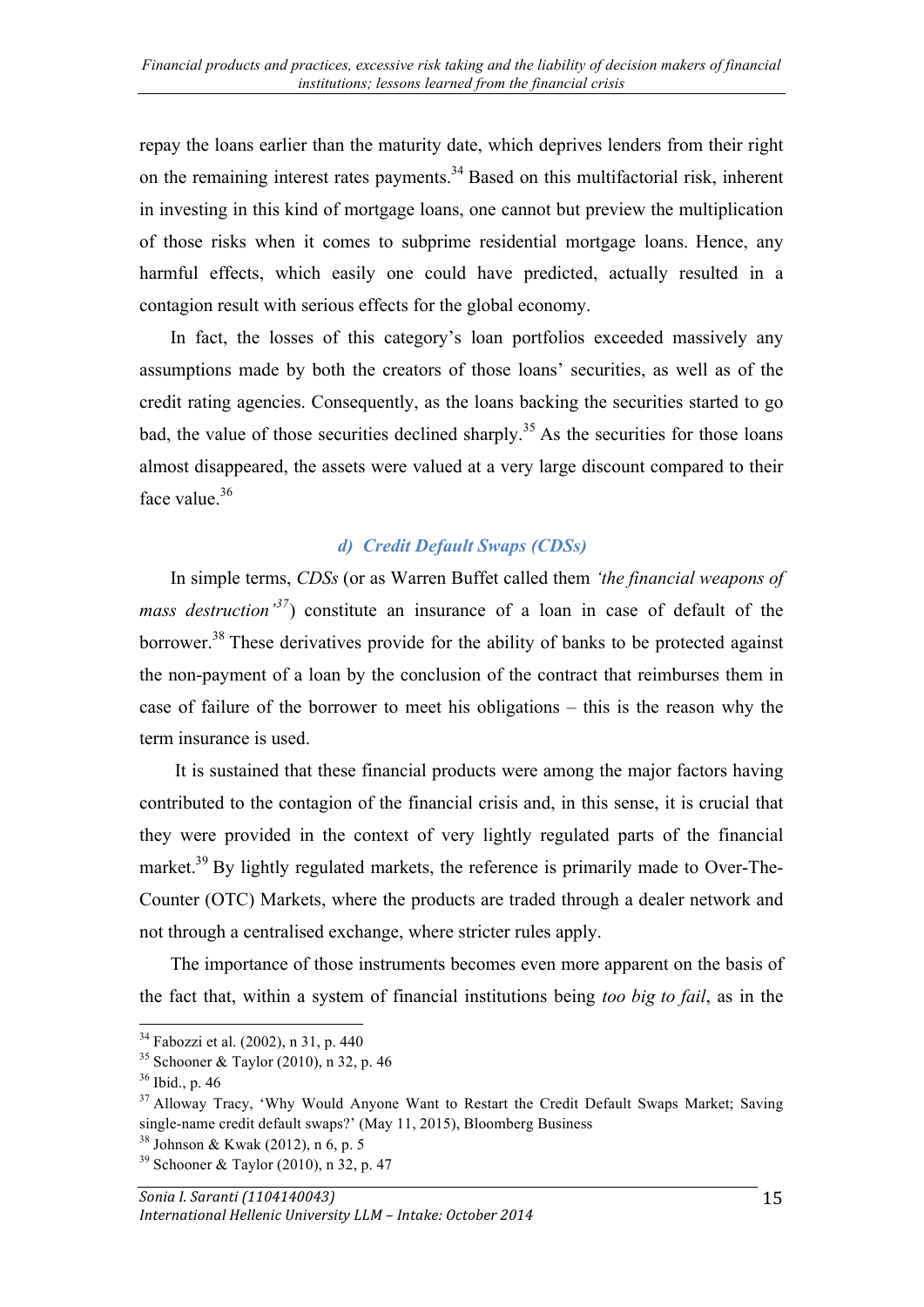repay the loans earlier than the maturity date, which deprives lenders from their right on the remaining interest rates payments.[34] Based on this multifactorial risk, inherent in investing in this kind of mortgage loans, one cannot but preview the multiplication of those risks when it comes to subprime residential mortgage loans. Hence, any harmful effects, which easily one could have predicted, actually resulted in a contagion result with serious effects for the global economy.

In fact, the losses of this category's loan portfolios exceeded massively any assumptions made by both the creators of those loans' securities, as well as of the credit rating agencies. Consequently, as the loans backing the securities started to go bad, the value of those securities declined sharply.[35] As the securities for those loans almost disappeared, the assets were valued at a very large discount compared to their face value.[36]

### *d) Credit Default Swaps (CDSs)*

In simple terms, *CDSs* (or as Warren Buffet called them *'the financial weapons of mass destruction'*[37]) constitute an insurance of a loan in case of default of the borrower.[38] These derivatives provide for the ability of banks to be protected against the non-payment of a loan by the conclusion of the contract that reimburses them in case of failure of the borrower to meet his obligations – this is the reason why the term insurance is used.

It is sustained that these financial products were among the major factors having contributed to the contagion of the financial crisis and, in this sense, it is crucial that they were provided in the context of very lightly regulated parts of the financial market.[39] By lightly regulated markets, the reference is primarily made to Over-The-Counter (OTC) Markets, where the products are traded through a dealer network and not through a centralised exchange, where stricter rules apply.

The importance of those instruments becomes even more apparent on the basis of the fact that, within a system of financial institutions being *too big to fail*, as in the

---

[34] Fabozzi et al. (2002), n 31, p. 440

[35] Schooner & Taylor (2010), n 32, p. 46

[36] Ibid., p. 46

[37] Alloway Tracy, 'Why Would Anyone Want to Restart the Credit Default Swaps Market; Saving single-name credit default swaps?' (May 11, 2015), Bloomberg Business

[38] Johnson & Kwak (2012), n 6, p. 5

[39] Schooner & Taylor (2010), n 32, p. 47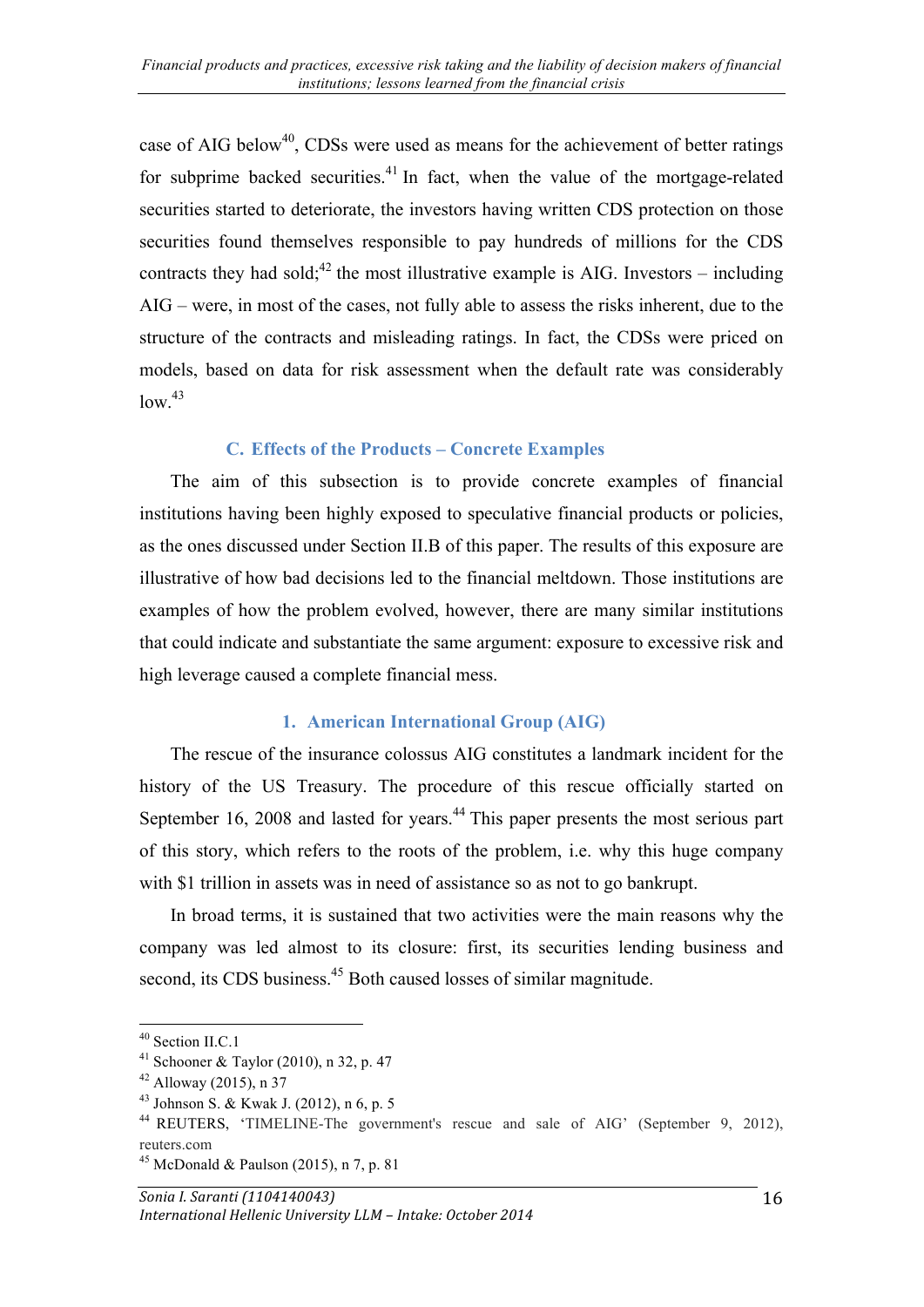case of AIG below[40], CDSs were used as means for the achievement of better ratings for subprime backed securities.[41] In fact, when the value of the mortgage-related securities started to deteriorate, the investors having written CDS protection on those securities found themselves responsible to pay hundreds of millions for the CDS contracts they had sold;[42] the most illustrative example is AIG. Investors – including AIG – were, in most of the cases, not fully able to assess the risks inherent, due to the structure of the contracts and misleading ratings. In fact, the CDSs were priced on models, based on data for risk assessment when the default rate was considerably low.[43]

### C. Effects of the Products – Concrete Examples

The aim of this subsection is to provide concrete examples of financial institutions having been highly exposed to speculative financial products or policies, as the ones discussed under Section II.B of this paper. The results of this exposure are illustrative of how bad decisions led to the financial meltdown. Those institutions are examples of how the problem evolved, however, there are many similar institutions that could indicate and substantiate the same argument: exposure to excessive risk and high leverage caused a complete financial mess.

#### 1. American International Group (AIG)

The rescue of the insurance colossus AIG constitutes a landmark incident for the history of the US Treasury. The procedure of this rescue officially started on September 16, 2008 and lasted for years.[44] This paper presents the most serious part of this story, which refers to the roots of the problem, i.e. why this huge company with $1 trillion in assets was in need of assistance so as not to go bankrupt.

In broad terms, it is sustained that two activities were the main reasons why the company was led almost to its closure: first, its securities lending business and second, its CDS business.[45] Both caused losses of similar magnitude.

---

[40] Section II.C.1

[41] Schooner & Taylor (2010), n 32, p. 47

[42] Alloway (2015), n 37

[43] Johnson S. & Kwak J. (2012), n 6, p. 5

[44] REUTERS, 'TIMELINE-The government's rescue and sale of AIG' (September 9, 2012), reuters.com

[45] McDonald & Paulson (2015), n 7, p. 81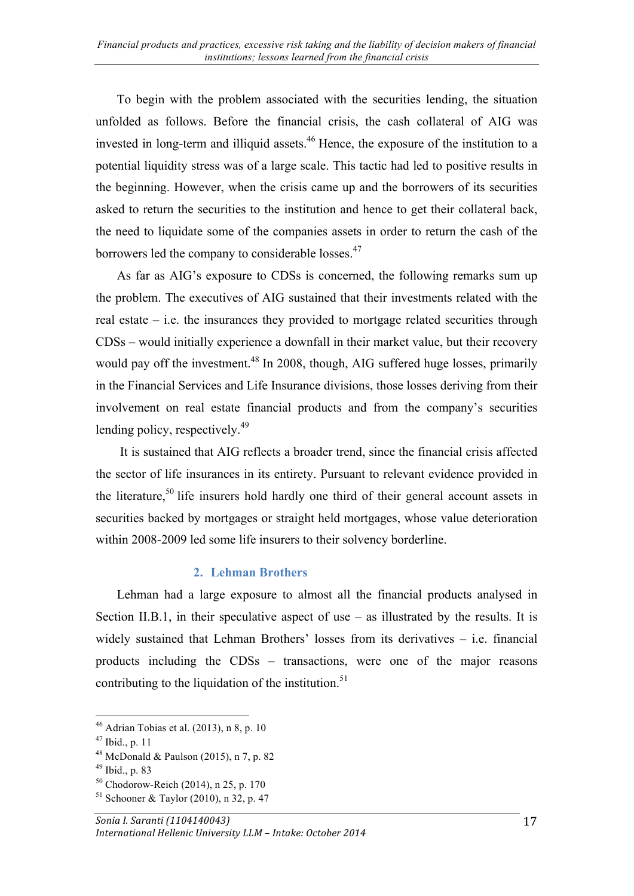To begin with the problem associated with the securities lending, the situation unfolded as follows. Before the financial crisis, the cash collateral of AIG was invested in long-term and illiquid assets.[46] Hence, the exposure of the institution to a potential liquidity stress was of a large scale. This tactic had led to positive results in the beginning. However, when the crisis came up and the borrowers of its securities asked to return the securities to the institution and hence to get their collateral back, the need to liquidate some of the companies assets in order to return the cash of the borrowers led the company to considerable losses.[47]

As far as AIG's exposure to CDSs is concerned, the following remarks sum up the problem. The executives of AIG sustained that their investments related with the real estate – i.e. the insurances they provided to mortgage related securities through CDSs – would initially experience a downfall in their market value, but their recovery would pay off the investment.[48] In 2008, though, AIG suffered huge losses, primarily in the Financial Services and Life Insurance divisions, those losses deriving from their involvement on real estate financial products and from the company's securities lending policy, respectively.[49]

It is sustained that AIG reflects a broader trend, since the financial crisis affected the sector of life insurances in its entirety. Pursuant to relevant evidence provided in the literature,[50] life insurers hold hardly one third of their general account assets in securities backed by mortgages or straight held mortgages, whose value deterioration within 2008-2009 led some life insurers to their solvency borderline.

### 2. Lehman Brothers

Lehman had a large exposure to almost all the financial products analysed in Section II.B.1, in their speculative aspect of use – as illustrated by the results. It is widely sustained that Lehman Brothers' losses from its derivatives – i.e. financial products including the CDSs – transactions, were one of the major reasons contributing to the liquidation of the institution.[51]

---

[46] Adrian Tobias et al. (2013), n 8, p. 10

[47] Ibid., p. 11

[48] McDonald & Paulson (2015), n 7, p. 82

[49] Ibid., p. 83

[50] Chodorow-Reich (2014), n 25, p. 170

[51] Schooner & Taylor (2010), n 32, p. 47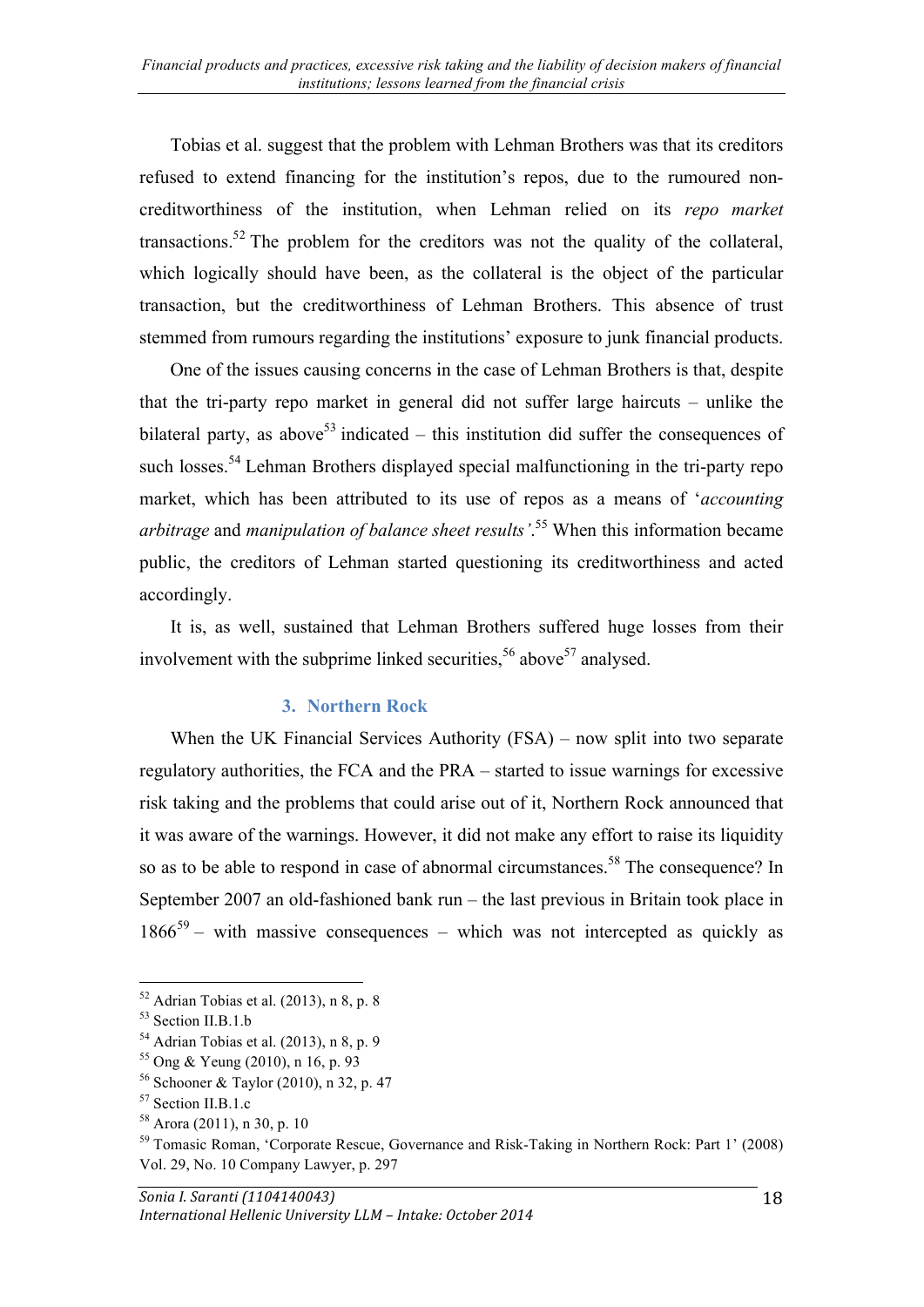Tobias et al. suggest that the problem with Lehman Brothers was that its creditors refused to extend financing for the institution's repos, due to the rumoured non-creditworthiness of the institution, when Lehman relied on its *repo market* transactions.[52] The problem for the creditors was not the quality of the collateral, which logically should have been, as the collateral is the object of the particular transaction, but the creditworthiness of Lehman Brothers. This absence of trust stemmed from rumours regarding the institutions' exposure to junk financial products.

One of the issues causing concerns in the case of Lehman Brothers is that, despite that the tri-party repo market in general did not suffer large haircuts – unlike the bilateral party, as above[53] indicated – this institution did suffer the consequences of such losses.[54] Lehman Brothers displayed special malfunctioning in the tri-party repo market, which has been attributed to its use of repos as a means of '*accounting arbitrage* and *manipulation of balance sheet results'*.[55] When this information became public, the creditors of Lehman started questioning its creditworthiness and acted accordingly.

It is, as well, sustained that Lehman Brothers suffered huge losses from their involvement with the subprime linked securities,[56] above[57] analysed.

### 3. Northern Rock

When the UK Financial Services Authority (FSA) – now split into two separate regulatory authorities, the FCA and the PRA – started to issue warnings for excessive risk taking and the problems that could arise out of it, Northern Rock announced that it was aware of the warnings. However, it did not make any effort to raise its liquidity so as to be able to respond in case of abnormal circumstances.[58] The consequence? In September 2007 an old-fashioned bank run – the last previous in Britain took place in 1866[59] – with massive consequences – which was not intercepted as quickly as

---

[52] Adrian Tobias et al. (2013), n 8, p. 8

[53] Section II.B.1.b

[54] Adrian Tobias et al. (2013), n 8, p. 9

[55] Ong & Yeung (2010), n 16, p. 93

[56] Schooner & Taylor (2010), n 32, p. 47

[57] Section II.B.1.c

[58] Arora (2011), n 30, p. 10

[59] Tomasic Roman, 'Corporate Rescue, Governance and Risk-Taking in Northern Rock: Part 1' (2008) Vol. 29, No. 10 Company Lawyer, p. 297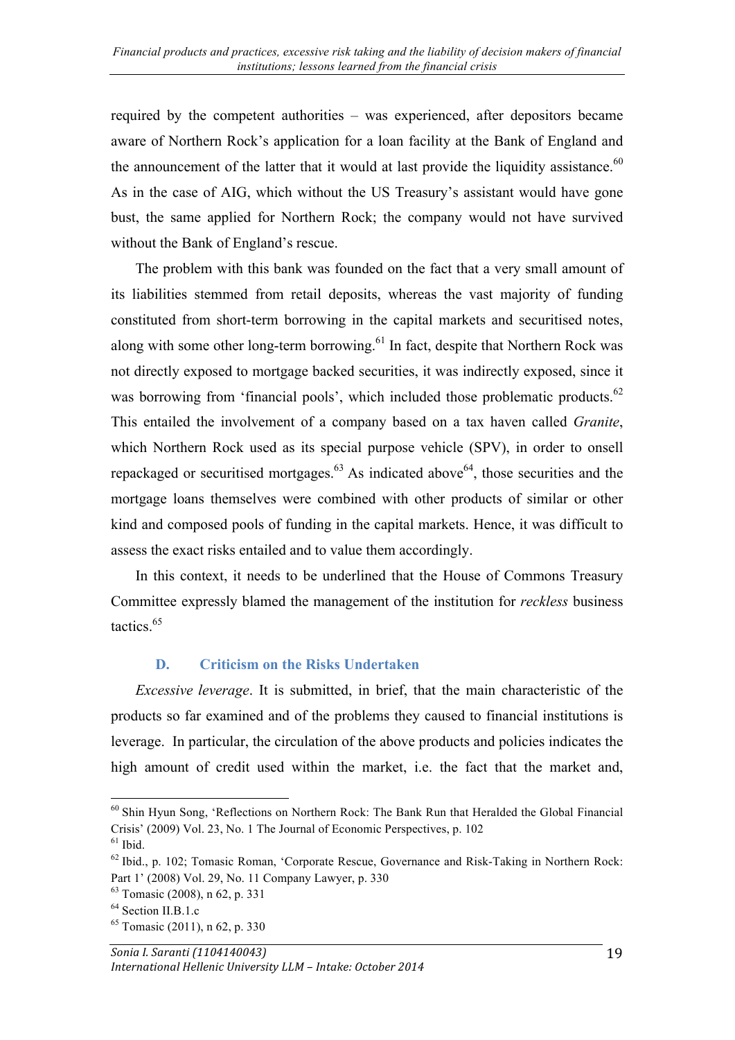required by the competent authorities – was experienced, after depositors became aware of Northern Rock's application for a loan facility at the Bank of England and the announcement of the latter that it would at last provide the liquidity assistance.[60] As in the case of AIG, which without the US Treasury's assistant would have gone bust, the same applied for Northern Rock; the company would not have survived without the Bank of England's rescue.

The problem with this bank was founded on the fact that a very small amount of its liabilities stemmed from retail deposits, whereas the vast majority of funding constituted from short-term borrowing in the capital markets and securitised notes, along with some other long-term borrowing.[61] In fact, despite that Northern Rock was not directly exposed to mortgage backed securities, it was indirectly exposed, since it was borrowing from 'financial pools', which included those problematic products.[62] This entailed the involvement of a company based on a tax haven called *Granite*, which Northern Rock used as its special purpose vehicle (SPV), in order to onsell repackaged or securitised mortgages.[63] As indicated above[64], those securities and the mortgage loans themselves were combined with other products of similar or other kind and composed pools of funding in the capital markets. Hence, it was difficult to assess the exact risks entailed and to value them accordingly.

In this context, it needs to be underlined that the House of Commons Treasury Committee expressly blamed the management of the institution for *reckless* business tactics.[65]

### D. Criticism on the Risks Undertaken

*Excessive leverage*. It is submitted, in brief, that the main characteristic of the products so far examined and of the problems they caused to financial institutions is leverage. In particular, the circulation of the above products and policies indicates the high amount of credit used within the market, i.e. the fact that the market and,

---

[60] Shin Hyun Song, 'Reflections on Northern Rock: The Bank Run that Heralded the Global Financial Crisis' (2009) Vol. 23, No. 1 The Journal of Economic Perspectives, p. 102

[61] Ibid.

[62] Ibid., p. 102; Tomasic Roman, 'Corporate Rescue, Governance and Risk-Taking in Northern Rock: Part 1' (2008) Vol. 29, No. 11 Company Lawyer, p. 330

[63] Tomasic (2008), n 62, p. 331

[64] Section II.B.1.c

[65] Tomasic (2011), n 62, p. 330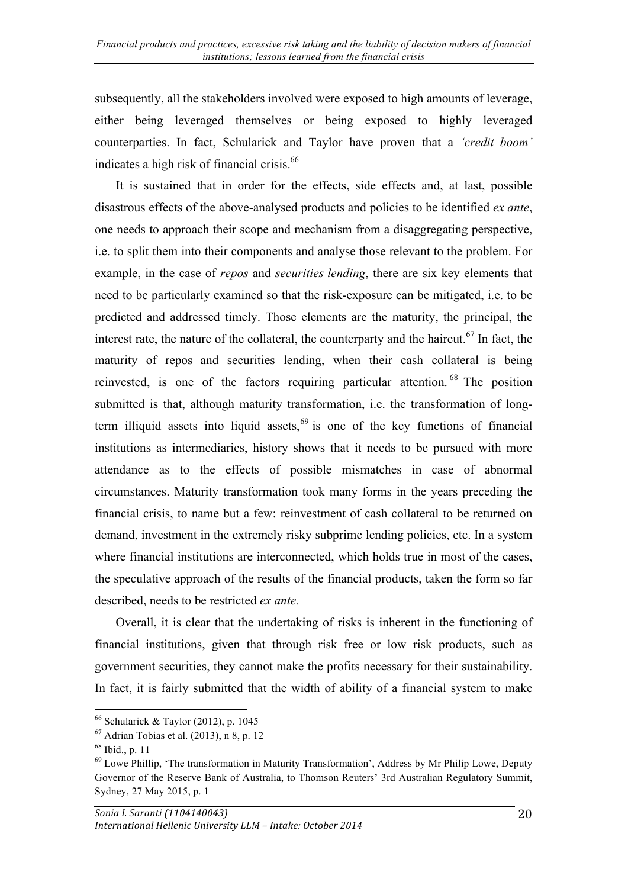subsequently, all the stakeholders involved were exposed to high amounts of leverage, either being leveraged themselves or being exposed to highly leveraged counterparties. In fact, Schularick and Taylor have proven that a *'credit boom'* indicates a high risk of financial crisis.[66]

It is sustained that in order for the effects, side effects and, at last, possible disastrous effects of the above-analysed products and policies to be identified *ex ante*, one needs to approach their scope and mechanism from a disaggregating perspective, i.e. to split them into their components and analyse those relevant to the problem. For example, in the case of *repos* and *securities lending*, there are six key elements that need to be particularly examined so that the risk-exposure can be mitigated, i.e. to be predicted and addressed timely. Those elements are the maturity, the principal, the interest rate, the nature of the collateral, the counterparty and the haircut.[67] In fact, the maturity of repos and securities lending, when their cash collateral is being reinvested, is one of the factors requiring particular attention.[68] The position submitted is that, although maturity transformation, i.e. the transformation of long-term illiquid assets into liquid assets,[69] is one of the key functions of financial institutions as intermediaries, history shows that it needs to be pursued with more attendance as to the effects of possible mismatches in case of abnormal circumstances. Maturity transformation took many forms in the years preceding the financial crisis, to name but a few: reinvestment of cash collateral to be returned on demand, investment in the extremely risky subprime lending policies, etc. In a system where financial institutions are interconnected, which holds true in most of the cases, the speculative approach of the results of the financial products, taken the form so far described, needs to be restricted *ex ante.*

Overall, it is clear that the undertaking of risks is inherent in the functioning of financial institutions, given that through risk free or low risk products, such as government securities, they cannot make the profits necessary for their sustainability. In fact, it is fairly submitted that the width of ability of a financial system to make

---

[66] Schularick & Taylor (2012), p. 1045

[67] Adrian Tobias et al. (2013), n 8, p. 12

[68] Ibid., p. 11

[69] Lowe Phillip, 'The transformation in Maturity Transformation', Address by Mr Philip Lowe, Deputy Governor of the Reserve Bank of Australia, to Thomson Reuters' 3rd Australian Regulatory Summit, Sydney, 27 May 2015, p. 1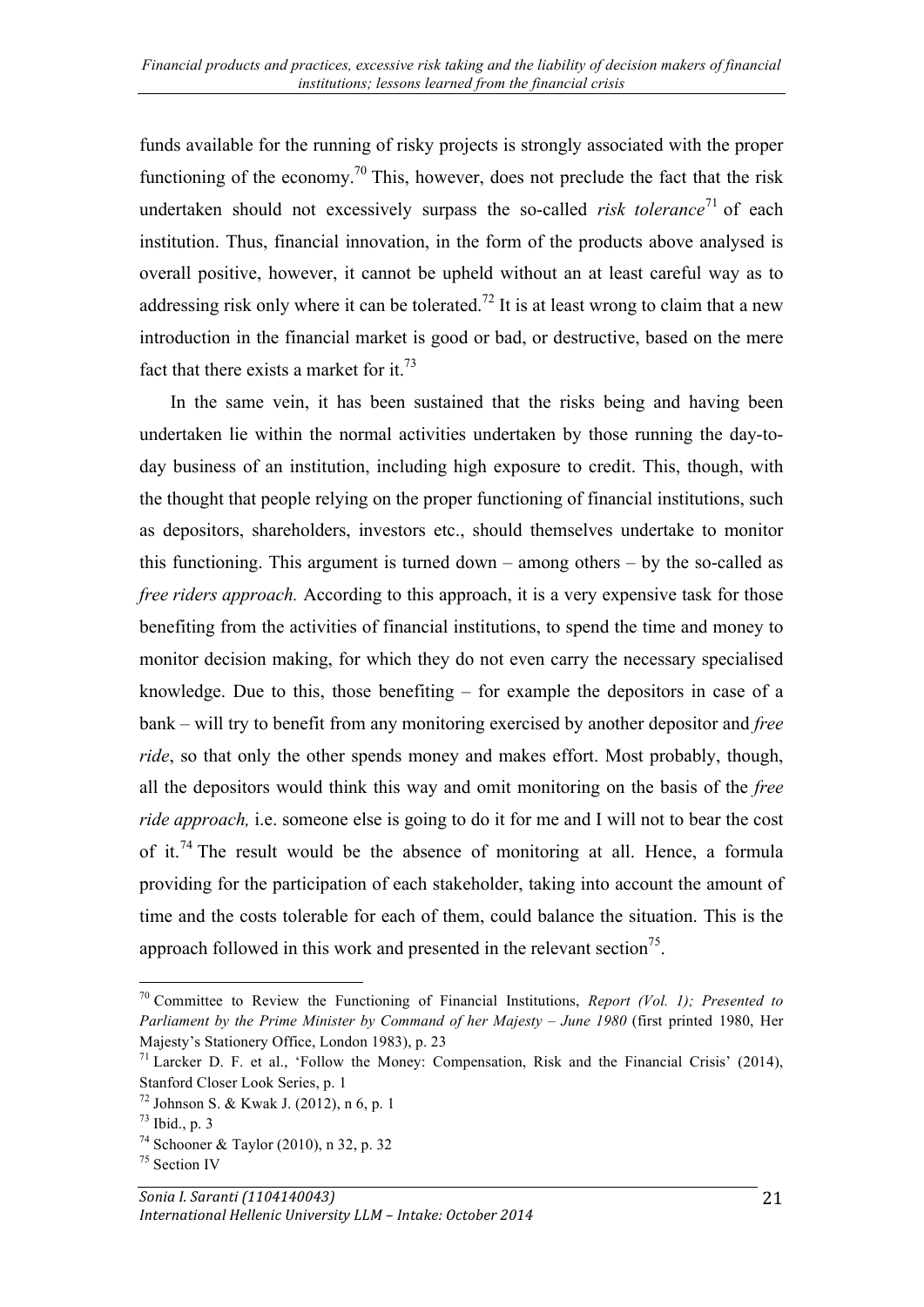funds available for the running of risky projects is strongly associated with the proper functioning of the economy.[70] This, however, does not preclude the fact that the risk undertaken should not excessively surpass the so-called *risk tolerance*[71] of each institution. Thus, financial innovation, in the form of the products above analysed is overall positive, however, it cannot be upheld without an at least careful way as to addressing risk only where it can be tolerated.[72] It is at least wrong to claim that a new introduction in the financial market is good or bad, or destructive, based on the mere fact that there exists a market for it.[73]

In the same vein, it has been sustained that the risks being and having been undertaken lie within the normal activities undertaken by those running the day-to-day business of an institution, including high exposure to credit. This, though, with the thought that people relying on the proper functioning of financial institutions, such as depositors, shareholders, investors etc., should themselves undertake to monitor this functioning. This argument is turned down – among others – by the so-called as *free riders approach.* According to this approach, it is a very expensive task for those benefiting from the activities of financial institutions, to spend the time and money to monitor decision making, for which they do not even carry the necessary specialised knowledge. Due to this, those benefiting – for example the depositors in case of a bank – will try to benefit from any monitoring exercised by another depositor and *free ride*, so that only the other spends money and makes effort. Most probably, though, all the depositors would think this way and omit monitoring on the basis of the *free ride approach,* i.e. someone else is going to do it for me and I will not to bear the cost of it.[74] The result would be the absence of monitoring at all. Hence, a formula providing for the participation of each stakeholder, taking into account the amount of time and the costs tolerable for each of them, could balance the situation. This is the approach followed in this work and presented in the relevant section[75].

---

[70] Committee to Review the Functioning of Financial Institutions, *Report (Vol. 1); Presented to Parliament by the Prime Minister by Command of her Majesty – June 1980* (first printed 1980, Her Majesty's Stationery Office, London 1983), p. 23

[71] Larcker D. F. et al., 'Follow the Money: Compensation, Risk and the Financial Crisis' (2014), Stanford Closer Look Series, p. 1

[72] Johnson S. & Kwak J. (2012), n 6, p. 1

[73] Ibid., p. 3

[74] Schooner & Taylor (2010), n 32, p. 32

[75] Section IV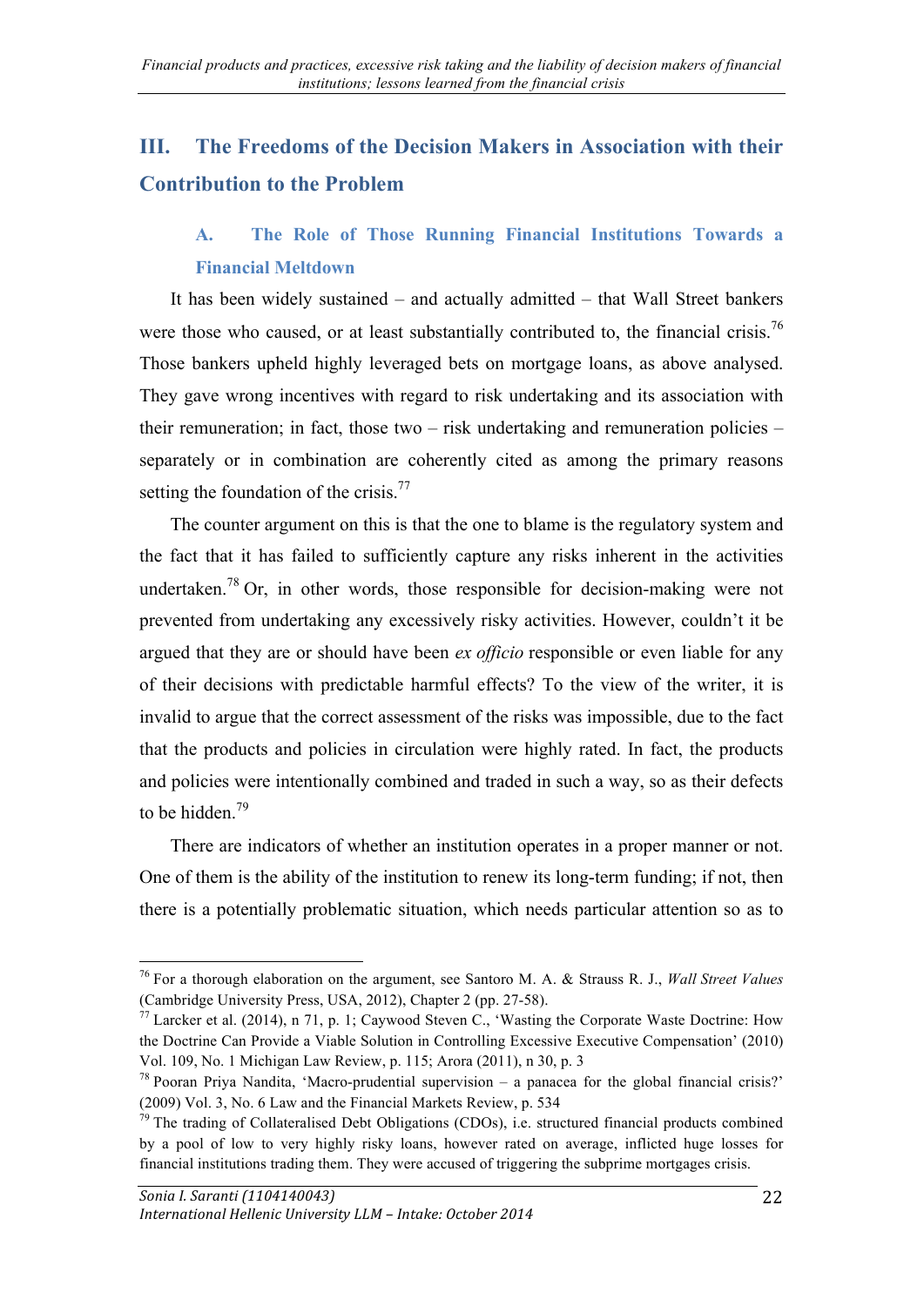## III. The Freedoms of the Decision Makers in Association with their Contribution to the Problem

### A. The Role of Those Running Financial Institutions Towards a Financial Meltdown

It has been widely sustained – and actually admitted – that Wall Street bankers were those who caused, or at least substantially contributed to, the financial crisis.[76] Those bankers upheld highly leveraged bets on mortgage loans, as above analysed. They gave wrong incentives with regard to risk undertaking and its association with their remuneration; in fact, those two – risk undertaking and remuneration policies – separately or in combination are coherently cited as among the primary reasons setting the foundation of the crisis.[77]

The counter argument on this is that the one to blame is the regulatory system and the fact that it has failed to sufficiently capture any risks inherent in the activities undertaken.[78] Or, in other words, those responsible for decision-making were not prevented from undertaking any excessively risky activities. However, couldn't it be argued that they are or should have been *ex officio* responsible or even liable for any of their decisions with predictable harmful effects? To the view of the writer, it is invalid to argue that the correct assessment of the risks was impossible, due to the fact that the products and policies in circulation were highly rated. In fact, the products and policies were intentionally combined and traded in such a way, so as their defects to be hidden.[79]

There are indicators of whether an institution operates in a proper manner or not. One of them is the ability of the institution to renew its long-term funding; if not, then there is a potentially problematic situation, which needs particular attention so as to

---

[76] For a thorough elaboration on the argument, see Santoro M. A. & Strauss R. J., *Wall Street Values* (Cambridge University Press, USA, 2012), Chapter 2 (pp. 27-58).

[77] Larcker et al. (2014), n 71, p. 1; Caywood Steven C., 'Wasting the Corporate Waste Doctrine: How the Doctrine Can Provide a Viable Solution in Controlling Excessive Executive Compensation' (2010) Vol. 109, No. 1 Michigan Law Review, p. 115; Arora (2011), n 30, p. 3

[78] Pooran Priya Nandita, 'Macro-prudential supervision – a panacea for the global financial crisis?' (2009) Vol. 3, No. 6 Law and the Financial Markets Review, p. 534

[79] The trading of Collateralised Debt Obligations (CDOs), i.e. structured financial products combined by a pool of low to very highly risky loans, however rated on average, inflicted huge losses for financial institutions trading them. They were accused of triggering the subprime mortgages crisis.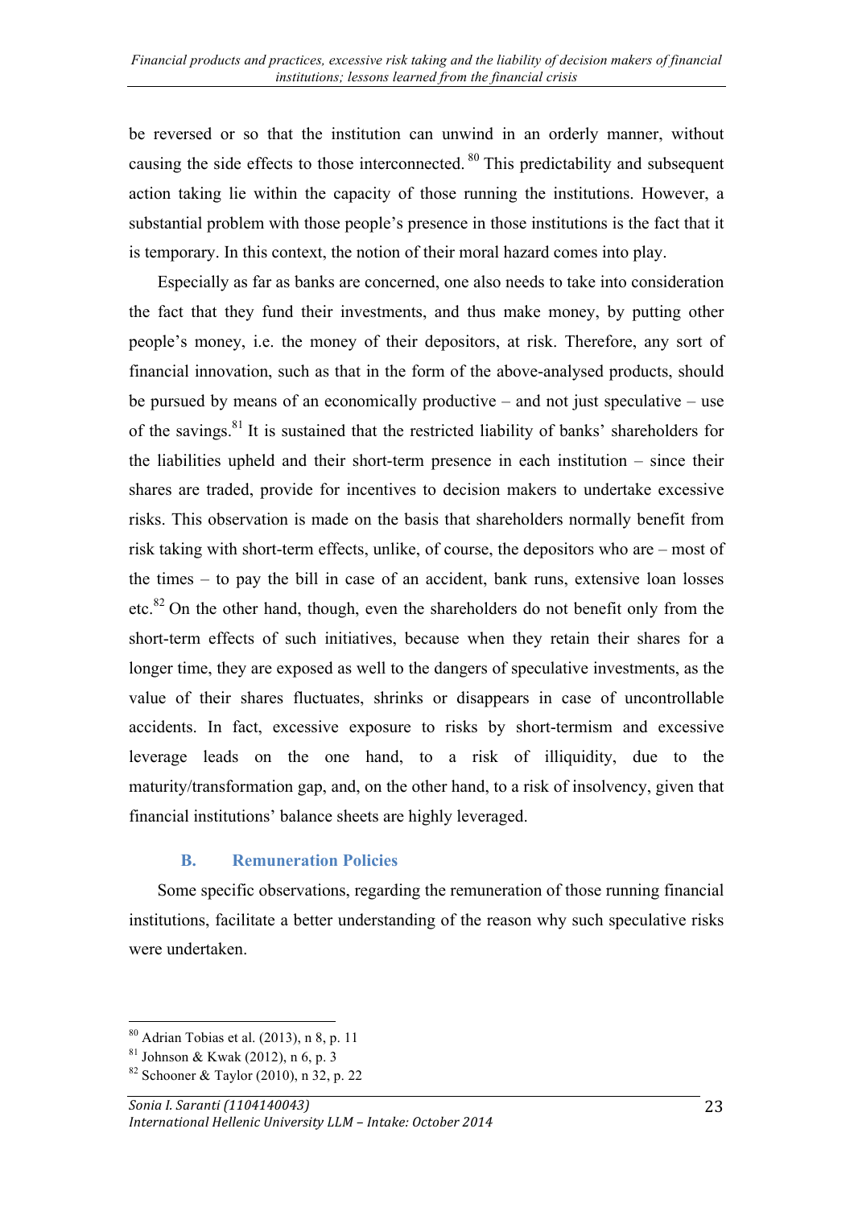be reversed or so that the institution can unwind in an orderly manner, without causing the side effects to those interconnected.[80] This predictability and subsequent action taking lie within the capacity of those running the institutions. However, a substantial problem with those people's presence in those institutions is the fact that it is temporary. In this context, the notion of their moral hazard comes into play.

Especially as far as banks are concerned, one also needs to take into consideration the fact that they fund their investments, and thus make money, by putting other people's money, i.e. the money of their depositors, at risk. Therefore, any sort of financial innovation, such as that in the form of the above-analysed products, should be pursued by means of an economically productive – and not just speculative – use of the savings.[81] It is sustained that the restricted liability of banks' shareholders for the liabilities upheld and their short-term presence in each institution – since their shares are traded, provide for incentives to decision makers to undertake excessive risks. This observation is made on the basis that shareholders normally benefit from risk taking with short-term effects, unlike, of course, the depositors who are – most of the times – to pay the bill in case of an accident, bank runs, extensive loan losses etc.[82] On the other hand, though, even the shareholders do not benefit only from the short-term effects of such initiatives, because when they retain their shares for a longer time, they are exposed as well to the dangers of speculative investments, as the value of their shares fluctuates, shrinks or disappears in case of uncontrollable accidents. In fact, excessive exposure to risks by short-termism and excessive leverage leads on the one hand, to a risk of illiquidity, due to the maturity/transformation gap, and, on the other hand, to a risk of insolvency, given that financial institutions' balance sheets are highly leveraged.

### B. Remuneration Policies

Some specific observations, regarding the remuneration of those running financial institutions, facilitate a better understanding of the reason why such speculative risks were undertaken.

---

[80] Adrian Tobias et al. (2013), n 8, p. 11

[81] Johnson & Kwak (2012), n 6, p. 3

[82] Schooner & Taylor (2010), n 32, p. 22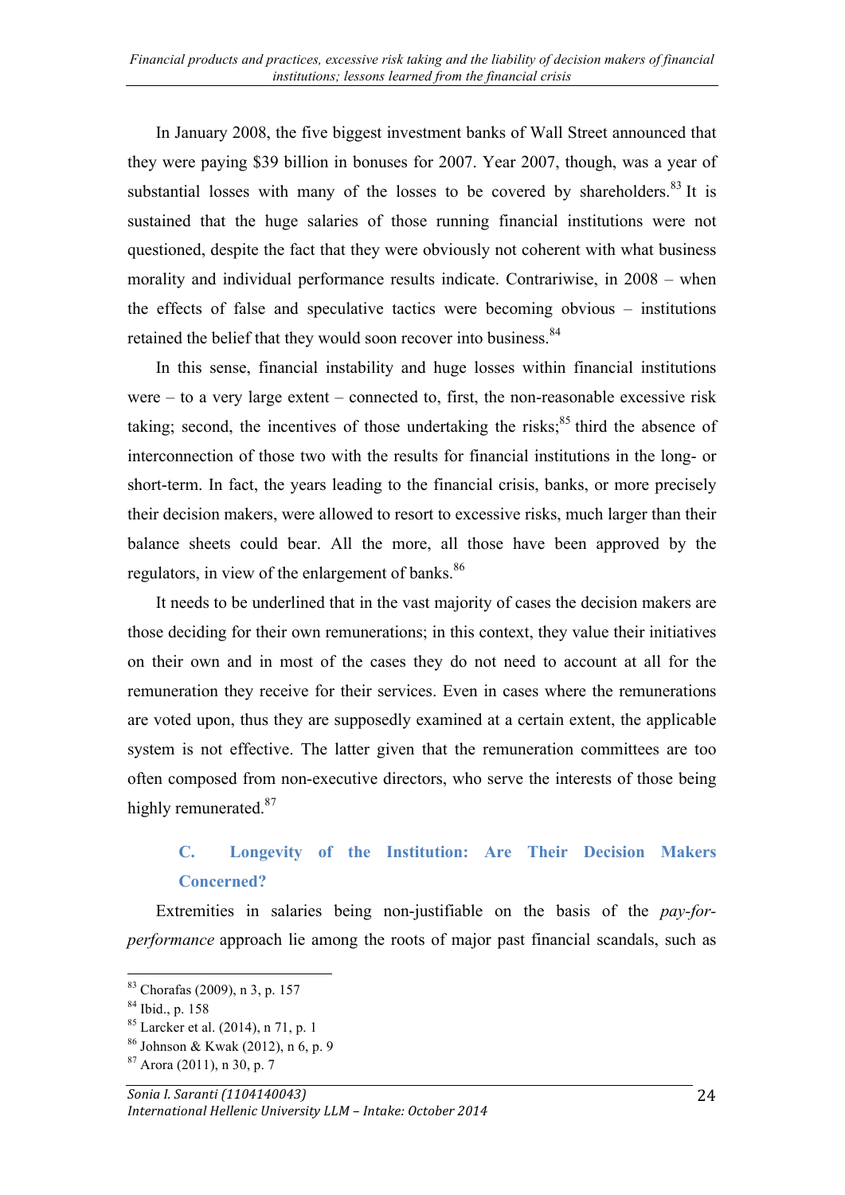In January 2008, the five biggest investment banks of Wall Street announced that they were paying $39 billion in bonuses for 2007. Year 2007, though, was a year of substantial losses with many of the losses to be covered by shareholders.[83] It is sustained that the huge salaries of those running financial institutions were not questioned, despite the fact that they were obviously not coherent with what business morality and individual performance results indicate. Contrariwise, in 2008 – when the effects of false and speculative tactics were becoming obvious – institutions retained the belief that they would soon recover into business.[84]

In this sense, financial instability and huge losses within financial institutions were – to a very large extent – connected to, first, the non-reasonable excessive risk taking; second, the incentives of those undertaking the risks;[85] third the absence of interconnection of those two with the results for financial institutions in the long- or short-term. In fact, the years leading to the financial crisis, banks, or more precisely their decision makers, were allowed to resort to excessive risks, much larger than their balance sheets could bear. All the more, all those have been approved by the regulators, in view of the enlargement of banks.[86]

It needs to be underlined that in the vast majority of cases the decision makers are those deciding for their own remunerations; in this context, they value their initiatives on their own and in most of the cases they do not need to account at all for the remuneration they receive for their services. Even in cases where the remunerations are voted upon, thus they are supposedly examined at a certain extent, the applicable system is not effective. The latter given that the remuneration committees are too often composed from non-executive directors, who serve the interests of those being highly remunerated.[87]

### C. Longevity of the Institution: Are Their Decision Makers Concerned?

Extremities in salaries being non-justifiable on the basis of the *pay-for-performance* approach lie among the roots of major past financial scandals, such as

---

[83] Chorafas (2009), n 3, p. 157

[84] Ibid., p. 158

[85] Larcker et al. (2014), n 71, p. 1

[86] Johnson & Kwak (2012), n 6, p. 9

[87] Arora (2011), n 30, p. 7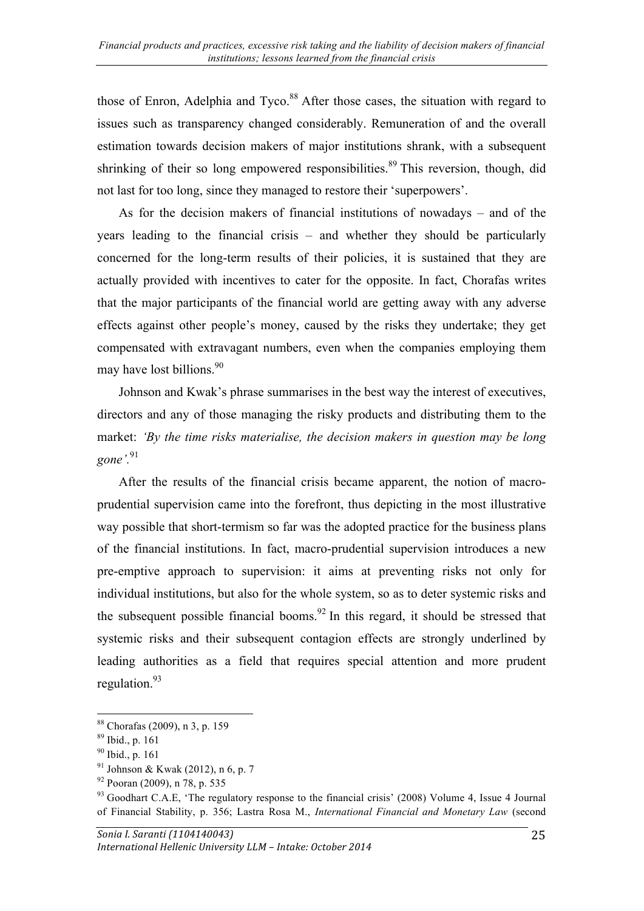those of Enron, Adelphia and Tyco.[88] After those cases, the situation with regard to issues such as transparency changed considerably. Remuneration of and the overall estimation towards decision makers of major institutions shrank, with a subsequent shrinking of their so long empowered responsibilities.[89] This reversion, though, did not last for too long, since they managed to restore their 'superpowers'.

As for the decision makers of financial institutions of nowadays – and of the years leading to the financial crisis – and whether they should be particularly concerned for the long-term results of their policies, it is sustained that they are actually provided with incentives to cater for the opposite. In fact, Chorafas writes that the major participants of the financial world are getting away with any adverse effects against other people's money, caused by the risks they undertake; they get compensated with extravagant numbers, even when the companies employing them may have lost billions.[90]

Johnson and Kwak's phrase summarises in the best way the interest of executives, directors and any of those managing the risky products and distributing them to the market: *'By the time risks materialise, the decision makers in question may be long gone'.*[91]

After the results of the financial crisis became apparent, the notion of macro-prudential supervision came into the forefront, thus depicting in the most illustrative way possible that short-termism so far was the adopted practice for the business plans of the financial institutions. In fact, macro-prudential supervision introduces a new pre-emptive approach to supervision: it aims at preventing risks not only for individual institutions, but also for the whole system, so as to deter systemic risks and the subsequent possible financial booms.[92] In this regard, it should be stressed that systemic risks and their subsequent contagion effects are strongly underlined by leading authorities as a field that requires special attention and more prudent regulation.[93]

---

[88] Chorafas (2009), n 3, p. 159

[89] Ibid., p. 161

[90] Ibid., p. 161

[91] Johnson & Kwak (2012), n 6, p. 7

[92] Pooran (2009), n 78, p. 535

[93] Goodhart C.A.E, 'The regulatory response to the financial crisis' (2008) Volume 4, Issue 4 Journal of Financial Stability, p. 356; Lastra Rosa M., *International Financial and Monetary Law* (second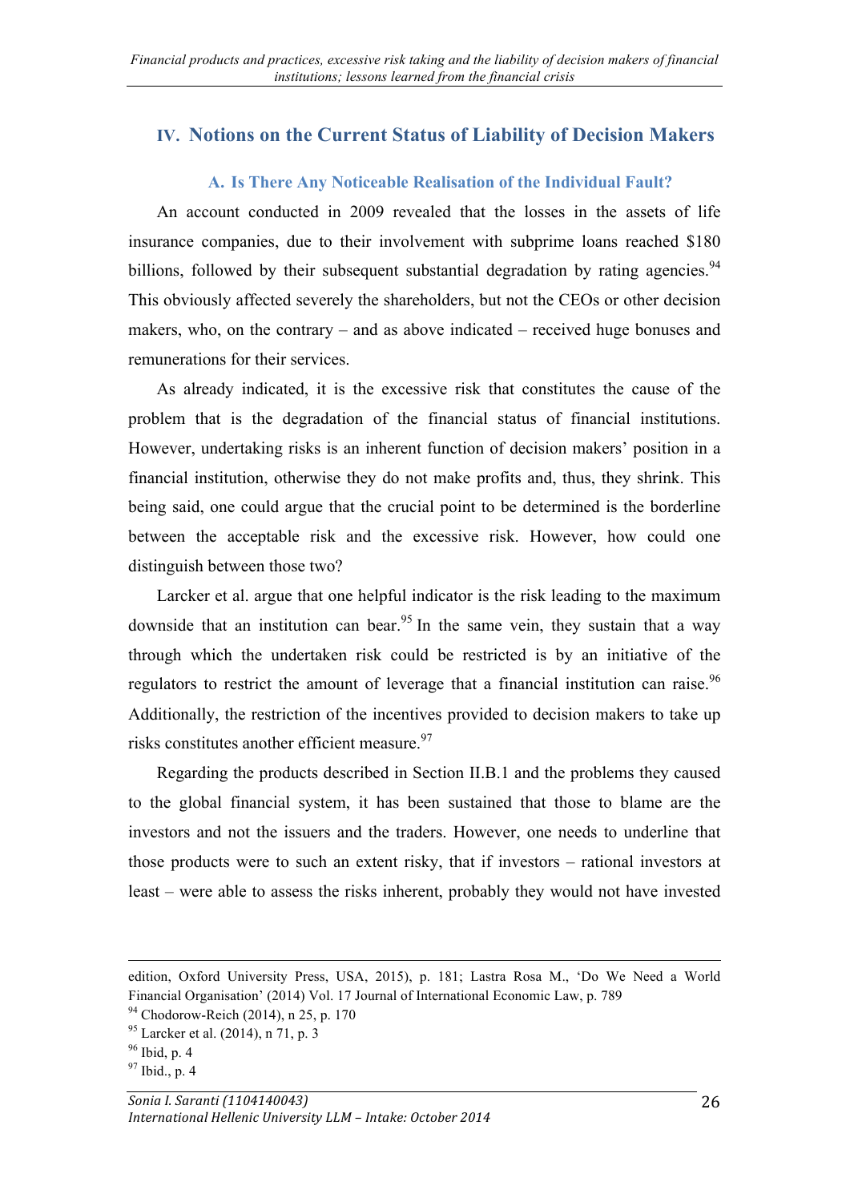## IV. Notions on the Current Status of Liability of Decision Makers

### A. Is There Any Noticeable Realisation of the Individual Fault?

An account conducted in 2009 revealed that the losses in the assets of life insurance companies, due to their involvement with subprime loans reached $180 billions, followed by their subsequent substantial degradation by rating agencies.[94] This obviously affected severely the shareholders, but not the CEOs or other decision makers, who, on the contrary – and as above indicated – received huge bonuses and remunerations for their services.

As already indicated, it is the excessive risk that constitutes the cause of the problem that is the degradation of the financial status of financial institutions. However, undertaking risks is an inherent function of decision makers' position in a financial institution, otherwise they do not make profits and, thus, they shrink. This being said, one could argue that the crucial point to be determined is the borderline between the acceptable risk and the excessive risk. However, how could one distinguish between those two?

Larcker et al. argue that one helpful indicator is the risk leading to the maximum downside that an institution can bear.[95] In the same vein, they sustain that a way through which the undertaken risk could be restricted is by an initiative of the regulators to restrict the amount of leverage that a financial institution can raise.[96] Additionally, the restriction of the incentives provided to decision makers to take up risks constitutes another efficient measure.[97]

Regarding the products described in Section II.B.1 and the problems they caused to the global financial system, it has been sustained that those to blame are the investors and not the issuers and the traders. However, one needs to underline that those products were to such an extent risky, that if investors – rational investors at least – were able to assess the risks inherent, probably they would not have invested

---

edition, Oxford University Press, USA, 2015), p. 181; Lastra Rosa M., 'Do We Need a World Financial Organisation' (2014) Vol. 17 Journal of International Economic Law, p. 789

[94] Chodorow-Reich (2014), n 25, p. 170

[95] Larcker et al. (2014), n 71, p. 3

[96] Ibid, p. 4

[97] Ibid., p. 4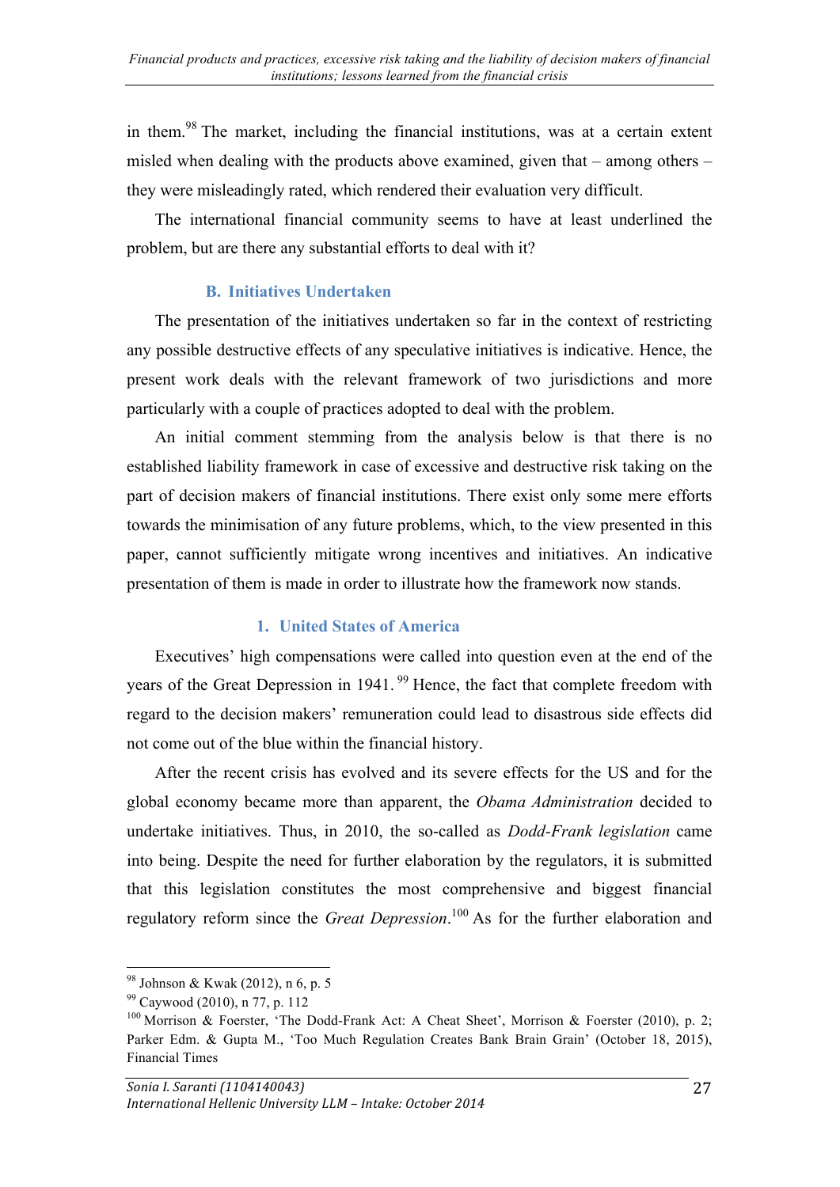in them.[98] The market, including the financial institutions, was at a certain extent misled when dealing with the products above examined, given that – among others – they were misleadingly rated, which rendered their evaluation very difficult.

The international financial community seems to have at least underlined the problem, but are there any substantial efforts to deal with it?

### B. Initiatives Undertaken

The presentation of the initiatives undertaken so far in the context of restricting any possible destructive effects of any speculative initiatives is indicative. Hence, the present work deals with the relevant framework of two jurisdictions and more particularly with a couple of practices adopted to deal with the problem.

An initial comment stemming from the analysis below is that there is no established liability framework in case of excessive and destructive risk taking on the part of decision makers of financial institutions. There exist only some mere efforts towards the minimisation of any future problems, which, to the view presented in this paper, cannot sufficiently mitigate wrong incentives and initiatives. An indicative presentation of them is made in order to illustrate how the framework now stands.

#### 1. United States of America

Executives' high compensations were called into question even at the end of the years of the Great Depression in 1941.[99] Hence, the fact that complete freedom with regard to the decision makers' remuneration could lead to disastrous side effects did not come out of the blue within the financial history.

After the recent crisis has evolved and its severe effects for the US and for the global economy became more than apparent, the *Obama Administration* decided to undertake initiatives. Thus, in 2010, the so-called as *Dodd-Frank legislation* came into being. Despite the need for further elaboration by the regulators, it is submitted that this legislation constitutes the most comprehensive and biggest financial regulatory reform since the *Great Depression*.[100] As for the further elaboration and

---

[98] Johnson & Kwak (2012), n 6, p. 5

[99] Caywood (2010), n 77, p. 112

[100] Morrison & Foerster, 'The Dodd-Frank Act: A Cheat Sheet', Morrison & Foerster (2010), p. 2; Parker Edm. & Gupta M., 'Too Much Regulation Creates Bank Brain Grain' (October 18, 2015), Financial Times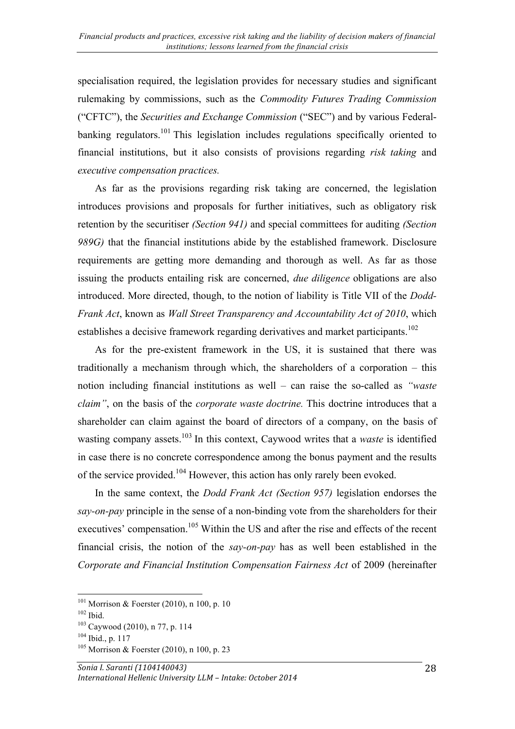specialisation required, the legislation provides for necessary studies and significant rulemaking by commissions, such as the *Commodity Futures Trading Commission* ("CFTC"), the *Securities and Exchange Commission* ("SEC") and by various Federal-banking regulators.[101] This legislation includes regulations specifically oriented to financial institutions, but it also consists of provisions regarding *risk taking* and *executive compensation practices.*

As far as the provisions regarding risk taking are concerned, the legislation introduces provisions and proposals for further initiatives, such as obligatory risk retention by the securitiser *(Section 941)* and special committees for auditing *(Section 989G)* that the financial institutions abide by the established framework. Disclosure requirements are getting more demanding and thorough as well. As far as those issuing the products entailing risk are concerned, *due diligence* obligations are also introduced. More directed, though, to the notion of liability is Title VII of the *Dodd-Frank Act*, known as *Wall Street Transparency and Accountability Act of 2010*, which establishes a decisive framework regarding derivatives and market participants.[102]

As for the pre-existent framework in the US, it is sustained that there was traditionally a mechanism through which, the shareholders of a corporation – this notion including financial institutions as well – can raise the so-called as *"waste claim"*, on the basis of the *corporate waste doctrine.* This doctrine introduces that a shareholder can claim against the board of directors of a company, on the basis of wasting company assets.[103] In this context, Caywood writes that a *waste* is identified in case there is no concrete correspondence among the bonus payment and the results of the service provided.[104] However, this action has only rarely been evoked.

In the same context, the *Dodd Frank Act (Section 957)* legislation endorses the *say-on-pay* principle in the sense of a non-binding vote from the shareholders for their executives' compensation.[105] Within the US and after the rise and effects of the recent financial crisis, the notion of the *say-on-pay* has as well been established in the *Corporate and Financial Institution Compensation Fairness Act* of 2009 (hereinafter

---

[101] Morrison & Foerster (2010), n 100, p. 10

[102] Ibid.

[103] Caywood (2010), n 77, p. 114

[104] Ibid., p. 117

[105] Morrison & Foerster (2010), n 100, p. 23

*Sonia I. Saranti (1104140043)*
*International Hellenic University LLM – Intake: October 2014*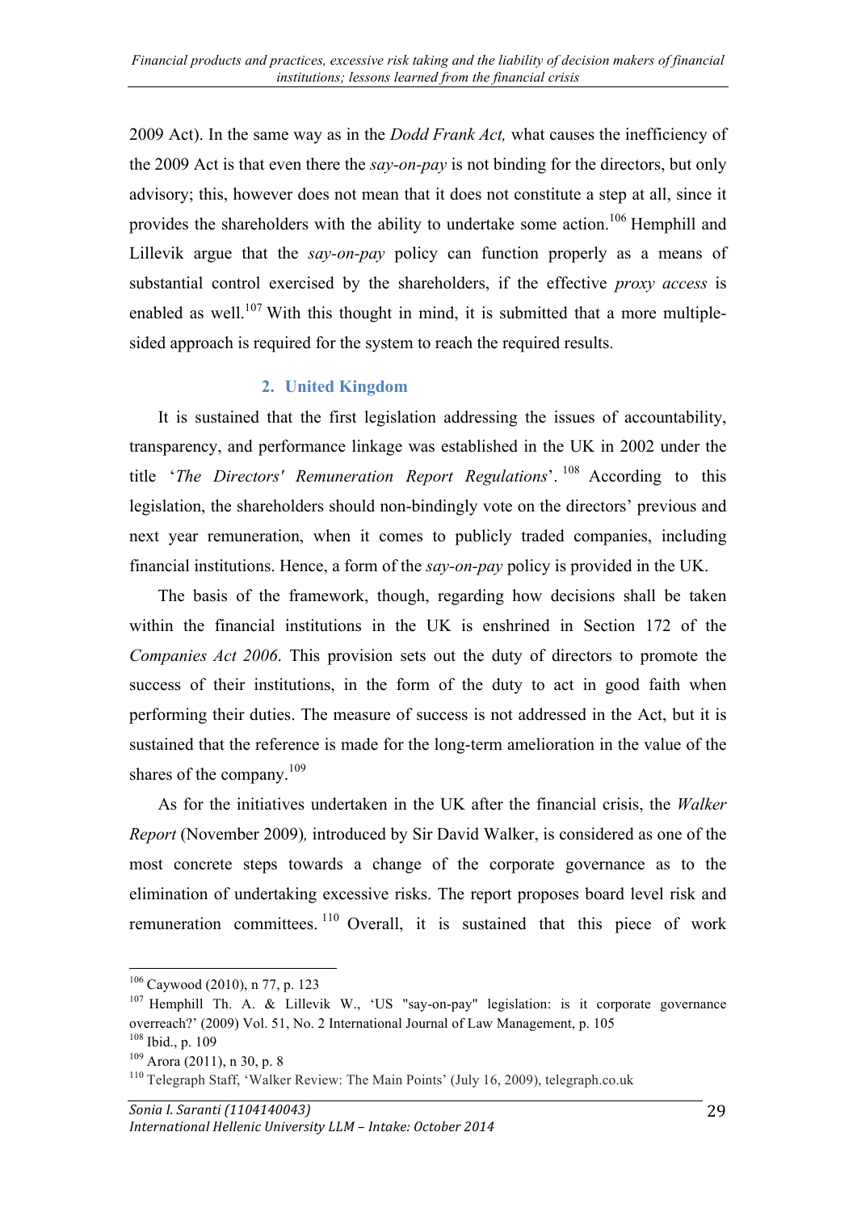2009 Act). In the same way as in the *Dodd Frank Act,* what causes the inefficiency of the 2009 Act is that even there the *say-on-pay* is not binding for the directors, but only advisory; this, however does not mean that it does not constitute a step at all, since it provides the shareholders with the ability to undertake some action.[106] Hemphill and Lillevik argue that the *say-on-pay* policy can function properly as a means of substantial control exercised by the shareholders, if the effective *proxy access* is enabled as well.[107] With this thought in mind, it is submitted that a more multiple-sided approach is required for the system to reach the required results.

## 2. United Kingdom

It is sustained that the first legislation addressing the issues of accountability, transparency, and performance linkage was established in the UK in 2002 under the title '*The Directors' Remuneration Report Regulations*'.[108] According to this legislation, the shareholders should non-bindingly vote on the directors' previous and next year remuneration, when it comes to publicly traded companies, including financial institutions. Hence, a form of the *say-on-pay* policy is provided in the UK.

The basis of the framework, though, regarding how decisions shall be taken within the financial institutions in the UK is enshrined in Section 172 of the *Companies Act 2006*. This provision sets out the duty of directors to promote the success of their institutions, in the form of the duty to act in good faith when performing their duties. The measure of success is not addressed in the Act, but it is sustained that the reference is made for the long-term amelioration in the value of the shares of the company.[109]

As for the initiatives undertaken in the UK after the financial crisis, the *Walker Report* (November 2009)*,* introduced by Sir David Walker, is considered as one of the most concrete steps towards a change of the corporate governance as to the elimination of undertaking excessive risks. The report proposes board level risk and remuneration committees.[110] Overall, it is sustained that this piece of work

---

[106] Caywood (2010), n 77, p. 123

[107] Hemphill Th. A. & Lillevik W., 'US "say-on-pay" legislation: is it corporate governance overreach?' (2009) Vol. 51, No. 2 International Journal of Law Management, p. 105

[108] Ibid., p. 109

[109] Arora (2011), n 30, p. 8

[110] Telegraph Staff, 'Walker Review: The Main Points' (July 16, 2009), telegraph.co.uk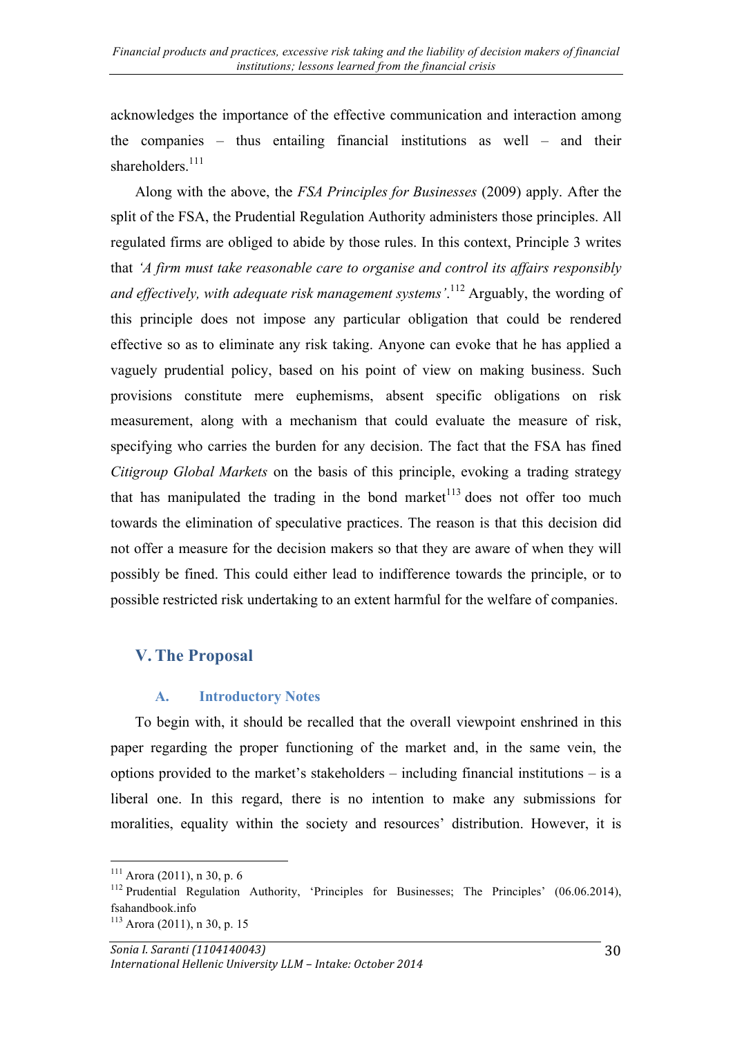acknowledges the importance of the effective communication and interaction among the companies – thus entailing financial institutions as well – and their shareholders.[111]

Along with the above, the *FSA Principles for Businesses* (2009) apply. After the split of the FSA, the Prudential Regulation Authority administers those principles. All regulated firms are obliged to abide by those rules. In this context, Principle 3 writes that *'A firm must take reasonable care to organise and control its affairs responsibly and effectively, with adequate risk management systems'*.[112] Arguably, the wording of this principle does not impose any particular obligation that could be rendered effective so as to eliminate any risk taking. Anyone can evoke that he has applied a vaguely prudential policy, based on his point of view on making business. Such provisions constitute mere euphemisms, absent specific obligations on risk measurement, along with a mechanism that could evaluate the measure of risk, specifying who carries the burden for any decision. The fact that the FSA has fined *Citigroup Global Markets* on the basis of this principle, evoking a trading strategy that has manipulated the trading in the bond market[113] does not offer too much towards the elimination of speculative practices. The reason is that this decision did not offer a measure for the decision makers so that they are aware of when they will possibly be fined. This could either lead to indifference towards the principle, or to possible restricted risk undertaking to an extent harmful for the welfare of companies.

## V. The Proposal

### A. Introductory Notes

To begin with, it should be recalled that the overall viewpoint enshrined in this paper regarding the proper functioning of the market and, in the same vein, the options provided to the market's stakeholders – including financial institutions – is a liberal one. In this regard, there is no intention to make any submissions for moralities, equality within the society and resources' distribution. However, it is

---

[111] Arora (2011), n 30, p. 6

[112] Prudential Regulation Authority, 'Principles for Businesses; The Principles' (06.06.2014), fsahandbook.info

[113] Arora (2011), n 30, p. 15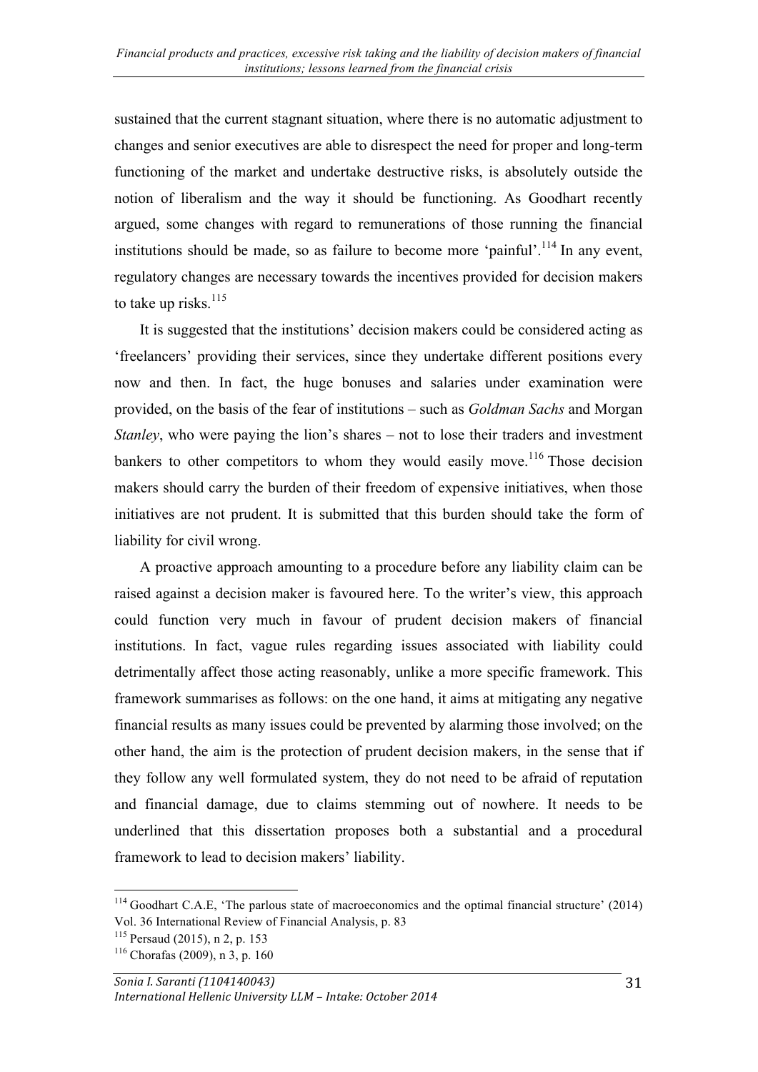sustained that the current stagnant situation, where there is no automatic adjustment to changes and senior executives are able to disrespect the need for proper and long-term functioning of the market and undertake destructive risks, is absolutely outside the notion of liberalism and the way it should be functioning. As Goodhart recently argued, some changes with regard to remunerations of those running the financial institutions should be made, so as failure to become more 'painful'.[114] In any event, regulatory changes are necessary towards the incentives provided for decision makers to take up risks.[115]

It is suggested that the institutions' decision makers could be considered acting as 'freelancers' providing their services, since they undertake different positions every now and then. In fact, the huge bonuses and salaries under examination were provided, on the basis of the fear of institutions – such as *Goldman Sachs* and Morgan *Stanley*, who were paying the lion's shares – not to lose their traders and investment bankers to other competitors to whom they would easily move.[116] Those decision makers should carry the burden of their freedom of expensive initiatives, when those initiatives are not prudent. It is submitted that this burden should take the form of liability for civil wrong.

A proactive approach amounting to a procedure before any liability claim can be raised against a decision maker is favoured here. To the writer's view, this approach could function very much in favour of prudent decision makers of financial institutions. In fact, vague rules regarding issues associated with liability could detrimentally affect those acting reasonably, unlike a more specific framework. This framework summarises as follows: on the one hand, it aims at mitigating any negative financial results as many issues could be prevented by alarming those involved; on the other hand, the aim is the protection of prudent decision makers, in the sense that if they follow any well formulated system, they do not need to be afraid of reputation and financial damage, due to claims stemming out of nowhere. It needs to be underlined that this dissertation proposes both a substantial and a procedural framework to lead to decision makers' liability.

---

[114] Goodhart C.A.E, 'The parlous state of macroeconomics and the optimal financial structure' (2014) Vol. 36 International Review of Financial Analysis, p. 83

[115] Persaud (2015), n 2, p. 153

[116] Chorafas (2009), n 3, p. 160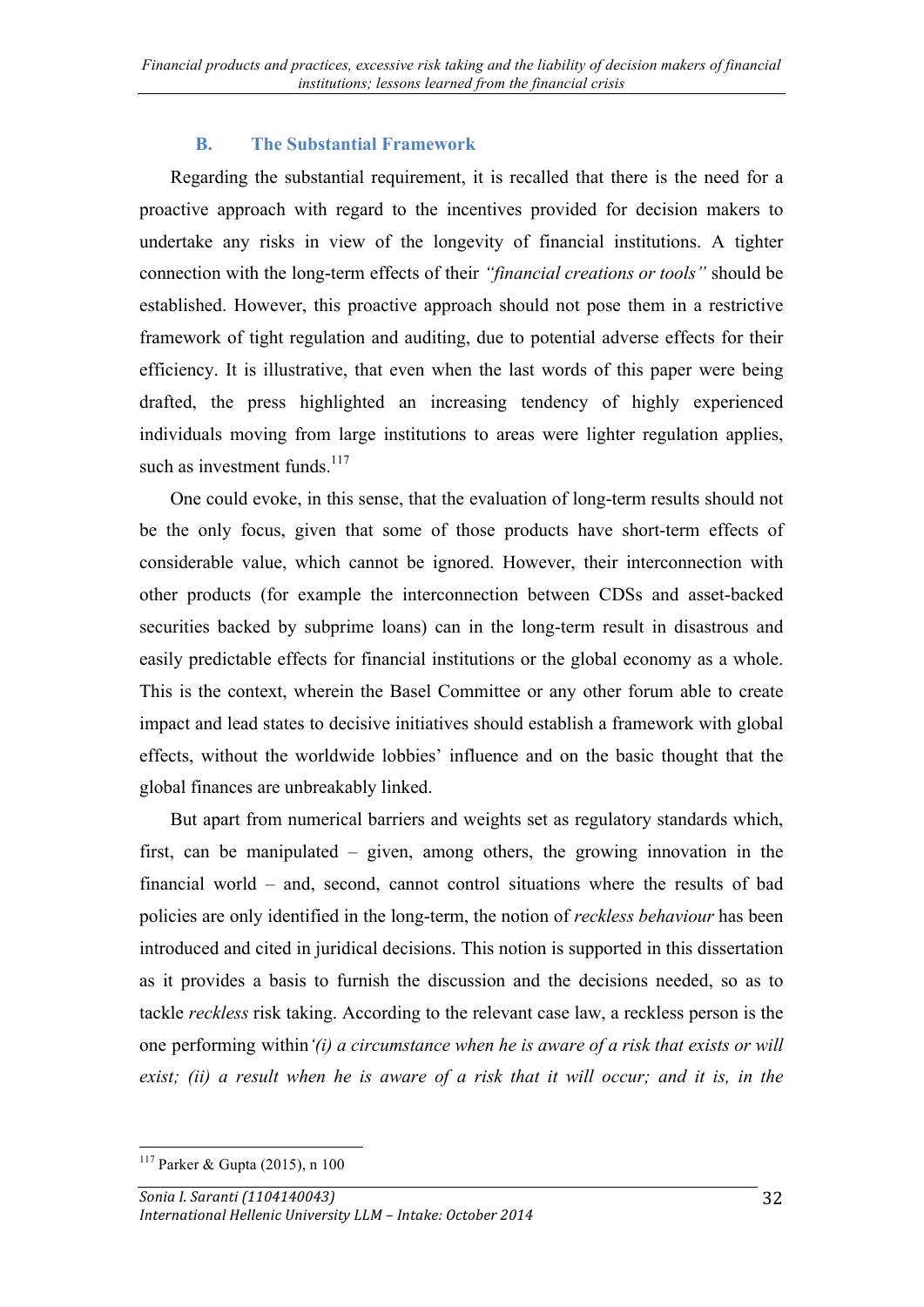### B. The Substantial Framework

Regarding the substantial requirement, it is recalled that there is the need for a proactive approach with regard to the incentives provided for decision makers to undertake any risks in view of the longevity of financial institutions. A tighter connection with the long-term effects of their *"financial creations or tools"* should be established. However, this proactive approach should not pose them in a restrictive framework of tight regulation and auditing, due to potential adverse effects for their efficiency. It is illustrative, that even when the last words of this paper were being drafted, the press highlighted an increasing tendency of highly experienced individuals moving from large institutions to areas were lighter regulation applies, such as investment funds.[117]

One could evoke, in this sense, that the evaluation of long-term results should not be the only focus, given that some of those products have short-term effects of considerable value, which cannot be ignored. However, their interconnection with other products (for example the interconnection between CDSs and asset-backed securities backed by subprime loans) can in the long-term result in disastrous and easily predictable effects for financial institutions or the global economy as a whole. This is the context, wherein the Basel Committee or any other forum able to create impact and lead states to decisive initiatives should establish a framework with global effects, without the worldwide lobbies' influence and on the basic thought that the global finances are unbreakably linked.

But apart from numerical barriers and weights set as regulatory standards which, first, can be manipulated – given, among others, the growing innovation in the financial world – and, second, cannot control situations where the results of bad policies are only identified in the long-term, the notion of *reckless behaviour* has been introduced and cited in juridical decisions. This notion is supported in this dissertation as it provides a basis to furnish the discussion and the decisions needed, so as to tackle *reckless* risk taking. According to the relevant case law, a reckless person is the one performing within*'(i) a circumstance when he is aware of a risk that exists or will exist; (ii) a result when he is aware of a risk that it will occur; and it is, in the*

---

[117] Parker & Gupta (2015), n 100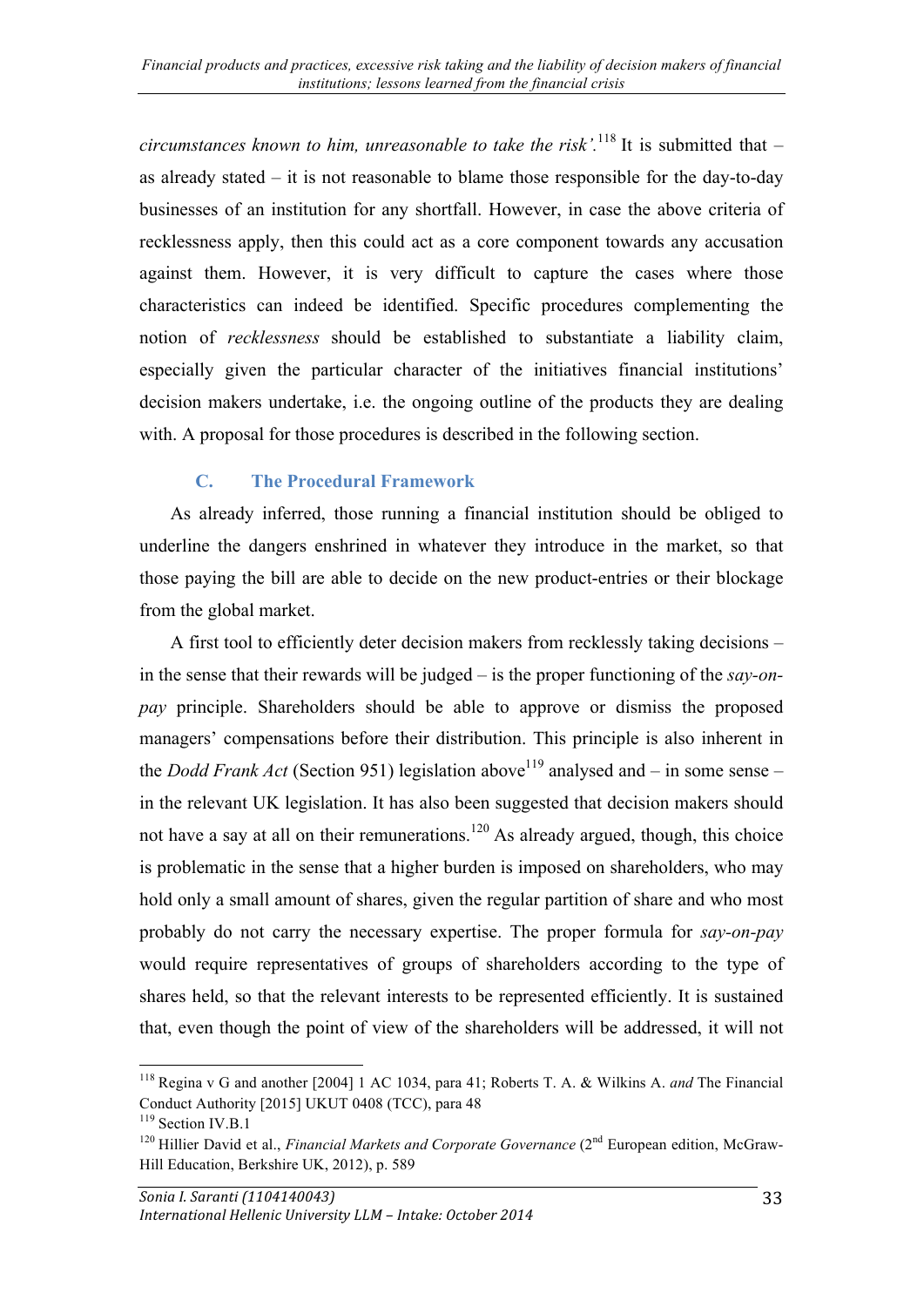*circumstances known to him, unreasonable to take the risk'*.[118] It is submitted that – as already stated – it is not reasonable to blame those responsible for the day-to-day businesses of an institution for any shortfall. However, in case the above criteria of recklessness apply, then this could act as a core component towards any accusation against them. However, it is very difficult to capture the cases where those characteristics can indeed be identified. Specific procedures complementing the notion of *recklessness* should be established to substantiate a liability claim, especially given the particular character of the initiatives financial institutions' decision makers undertake, i.e. the ongoing outline of the products they are dealing with. A proposal for those procedures is described in the following section.

### C. The Procedural Framework

As already inferred, those running a financial institution should be obliged to underline the dangers enshrined in whatever they introduce in the market, so that those paying the bill are able to decide on the new product-entries or their blockage from the global market.

A first tool to efficiently deter decision makers from recklessly taking decisions – in the sense that their rewards will be judged – is the proper functioning of the *say-on-pay* principle. Shareholders should be able to approve or dismiss the proposed managers' compensations before their distribution. This principle is also inherent in the *Dodd Frank Act* (Section 951) legislation above[119] analysed and – in some sense – in the relevant UK legislation. It has also been suggested that decision makers should not have a say at all on their remunerations.[120] As already argued, though, this choice is problematic in the sense that a higher burden is imposed on shareholders, who may hold only a small amount of shares, given the regular partition of share and who most probably do not carry the necessary expertise. The proper formula for *say-on-pay* would require representatives of groups of shareholders according to the type of shares held, so that the relevant interests to be represented efficiently. It is sustained that, even though the point of view of the shareholders will be addressed, it will not

---

[118] Regina v G and another [2004] 1 AC 1034, para 41; Roberts T. A. & Wilkins A. *and* The Financial Conduct Authority [2015] UKUT 0408 (TCC), para 48

[119] Section IV.B.1

[120] Hillier David et al., *Financial Markets and Corporate Governance* (2nd European edition, McGraw-Hill Education, Berkshire UK, 2012), p. 589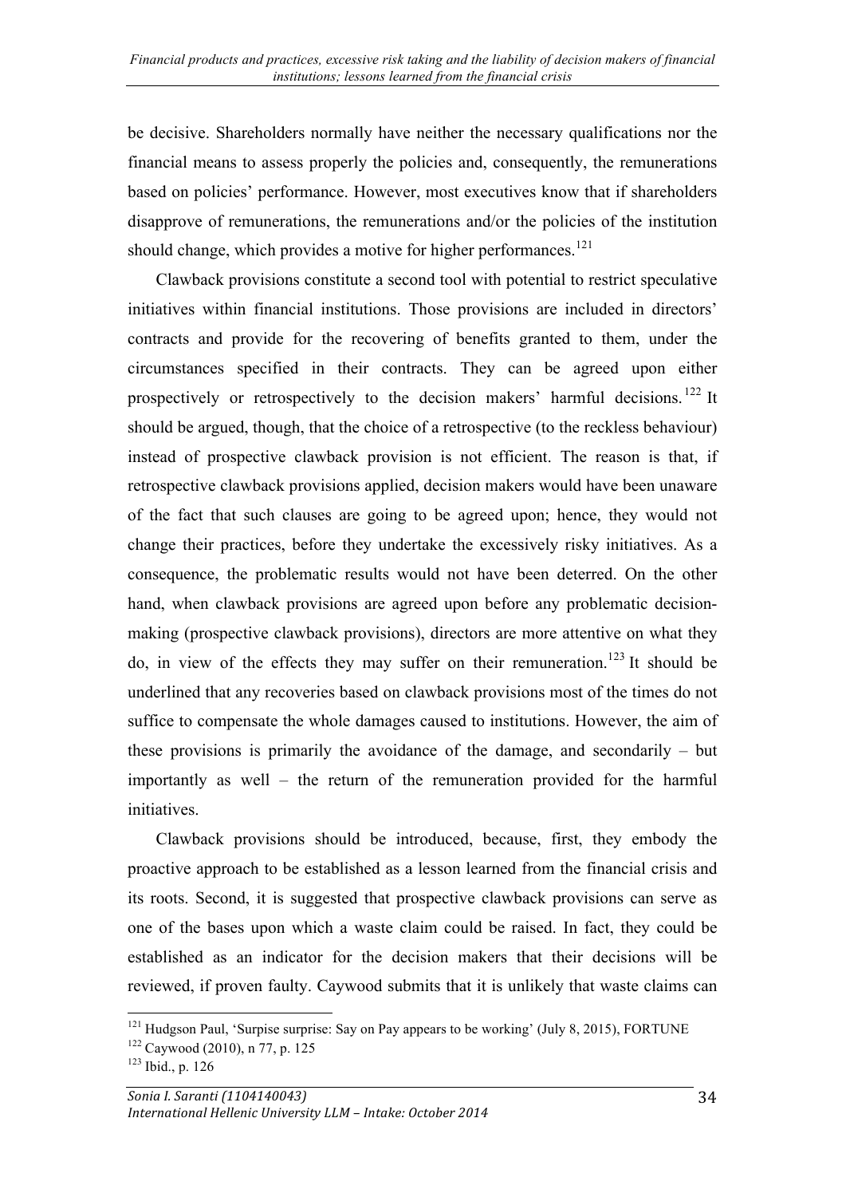be decisive. Shareholders normally have neither the necessary qualifications nor the financial means to assess properly the policies and, consequently, the remunerations based on policies' performance. However, most executives know that if shareholders disapprove of remunerations, the remunerations and/or the policies of the institution should change, which provides a motive for higher performances.[121]

Clawback provisions constitute a second tool with potential to restrict speculative initiatives within financial institutions. Those provisions are included in directors' contracts and provide for the recovering of benefits granted to them, under the circumstances specified in their contracts. They can be agreed upon either prospectively or retrospectively to the decision makers' harmful decisions.[122] It should be argued, though, that the choice of a retrospective (to the reckless behaviour) instead of prospective clawback provision is not efficient. The reason is that, if retrospective clawback provisions applied, decision makers would have been unaware of the fact that such clauses are going to be agreed upon; hence, they would not change their practices, before they undertake the excessively risky initiatives. As a consequence, the problematic results would not have been deterred. On the other hand, when clawback provisions are agreed upon before any problematic decision-making (prospective clawback provisions), directors are more attentive on what they do, in view of the effects they may suffer on their remuneration.[123] It should be underlined that any recoveries based on clawback provisions most of the times do not suffice to compensate the whole damages caused to institutions. However, the aim of these provisions is primarily the avoidance of the damage, and secondarily – but importantly as well – the return of the remuneration provided for the harmful initiatives.

Clawback provisions should be introduced, because, first, they embody the proactive approach to be established as a lesson learned from the financial crisis and its roots. Second, it is suggested that prospective clawback provisions can serve as one of the bases upon which a waste claim could be raised. In fact, they could be established as an indicator for the decision makers that their decisions will be reviewed, if proven faulty. Caywood submits that it is unlikely that waste claims can

---

[121] Hudgson Paul, 'Surpise surprise: Say on Pay appears to be working' (July 8, 2015), FORTUNE

[122] Caywood (2010), n 77, p. 125

[123] Ibid., p. 126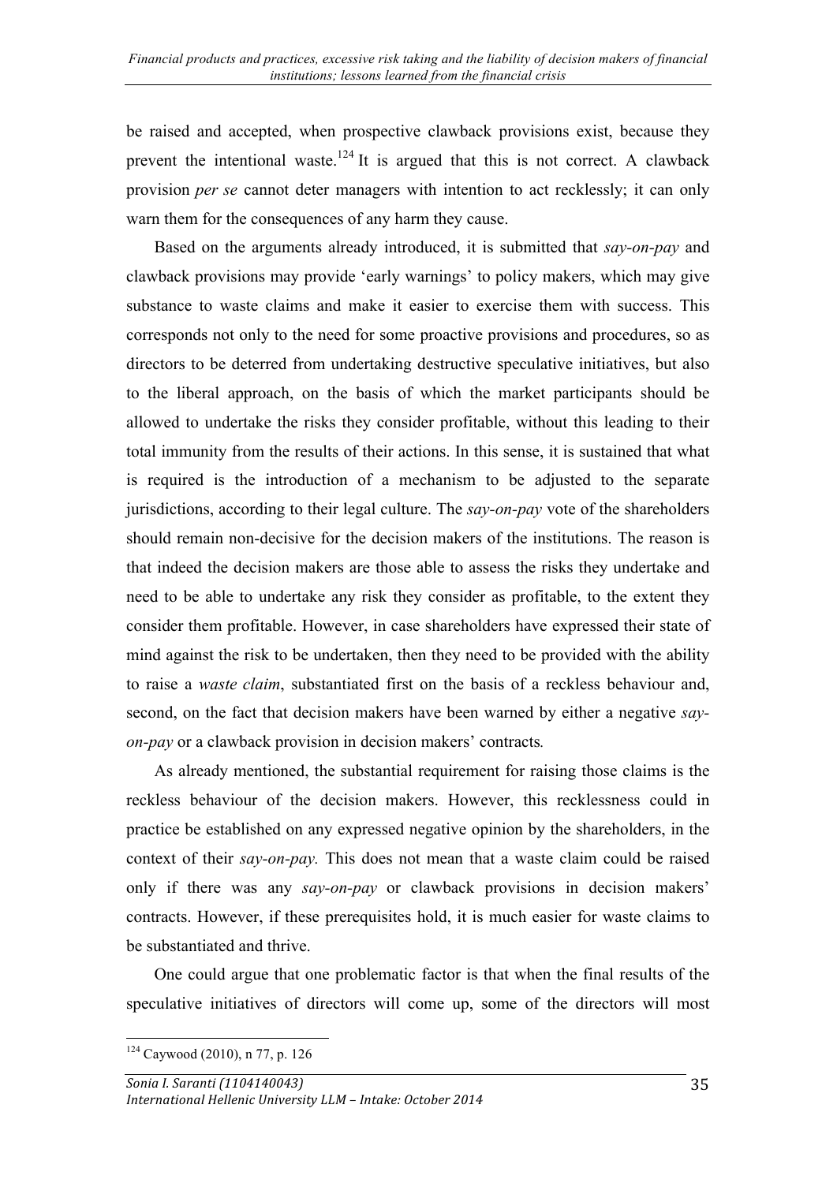be raised and accepted, when prospective clawback provisions exist, because they prevent the intentional waste.[124] It is argued that this is not correct. A clawback provision *per se* cannot deter managers with intention to act recklessly; it can only warn them for the consequences of any harm they cause.

Based on the arguments already introduced, it is submitted that *say-on-pay* and clawback provisions may provide 'early warnings' to policy makers, which may give substance to waste claims and make it easier to exercise them with success. This corresponds not only to the need for some proactive provisions and procedures, so as directors to be deterred from undertaking destructive speculative initiatives, but also to the liberal approach, on the basis of which the market participants should be allowed to undertake the risks they consider profitable, without this leading to their total immunity from the results of their actions. In this sense, it is sustained that what is required is the introduction of a mechanism to be adjusted to the separate jurisdictions, according to their legal culture. The *say-on-pay* vote of the shareholders should remain non-decisive for the decision makers of the institutions. The reason is that indeed the decision makers are those able to assess the risks they undertake and need to be able to undertake any risk they consider as profitable, to the extent they consider them profitable. However, in case shareholders have expressed their state of mind against the risk to be undertaken, then they need to be provided with the ability to raise a *waste claim*, substantiated first on the basis of a reckless behaviour and, second, on the fact that decision makers have been warned by either a negative *say-on-pay* or a clawback provision in decision makers' contracts*.*

As already mentioned, the substantial requirement for raising those claims is the reckless behaviour of the decision makers. However, this recklessness could in practice be established on any expressed negative opinion by the shareholders, in the context of their *say-on-pay.* This does not mean that a waste claim could be raised only if there was any *say-on-pay* or clawback provisions in decision makers' contracts. However, if these prerequisites hold, it is much easier for waste claims to be substantiated and thrive.

One could argue that one problematic factor is that when the final results of the speculative initiatives of directors will come up, some of the directors will most

---

[124] Caywood (2010), n 77, p. 126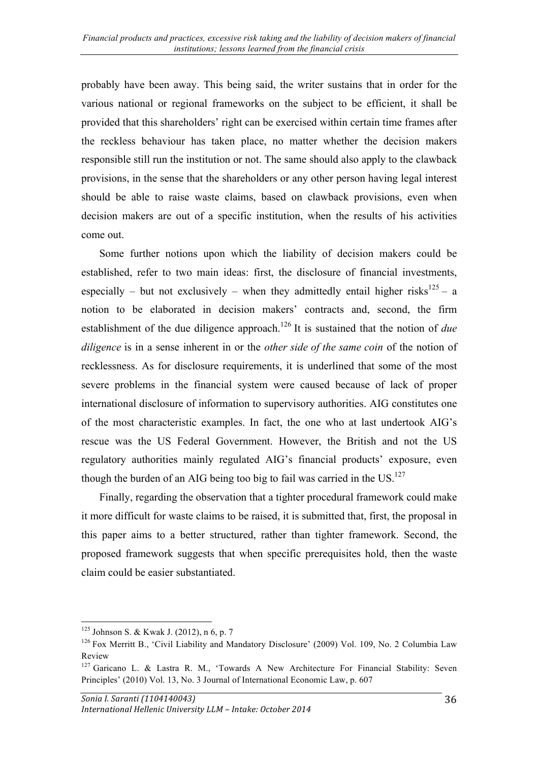probably have been away. This being said, the writer sustains that in order for the various national or regional frameworks on the subject to be efficient, it shall be provided that this shareholders' right can be exercised within certain time frames after the reckless behaviour has taken place, no matter whether the decision makers responsible still run the institution or not. The same should also apply to the clawback provisions, in the sense that the shareholders or any other person having legal interest should be able to raise waste claims, based on clawback provisions, even when decision makers are out of a specific institution, when the results of his activities come out.

Some further notions upon which the liability of decision makers could be established, refer to two main ideas: first, the disclosure of financial investments, especially – but not exclusively – when they admittedly entail higher risks[125] – a notion to be elaborated in decision makers' contracts and, second, the firm establishment of the due diligence approach.[126] It is sustained that the notion of *due diligence* is in a sense inherent in or the *other side of the same coin* of the notion of recklessness. As for disclosure requirements, it is underlined that some of the most severe problems in the financial system were caused because of lack of proper international disclosure of information to supervisory authorities. AIG constitutes one of the most characteristic examples. In fact, the one who at last undertook AIG's rescue was the US Federal Government. However, the British and not the US regulatory authorities mainly regulated AIG's financial products' exposure, even though the burden of an AIG being too big to fail was carried in the US.[127]

Finally, regarding the observation that a tighter procedural framework could make it more difficult for waste claims to be raised, it is submitted that, first, the proposal in this paper aims to a better structured, rather than tighter framework. Second, the proposed framework suggests that when specific prerequisites hold, then the waste claim could be easier substantiated.

---

[125] Johnson S. & Kwak J. (2012), n 6, p. 7

[126] Fox Merritt B., 'Civil Liability and Mandatory Disclosure' (2009) Vol. 109, No. 2 Columbia Law Review

[127] Garicano L. & Lastra R. M., 'Towards A New Architecture For Financial Stability: Seven Principles' (2010) Vol. 13, No. 3 Journal of International Economic Law, p. 607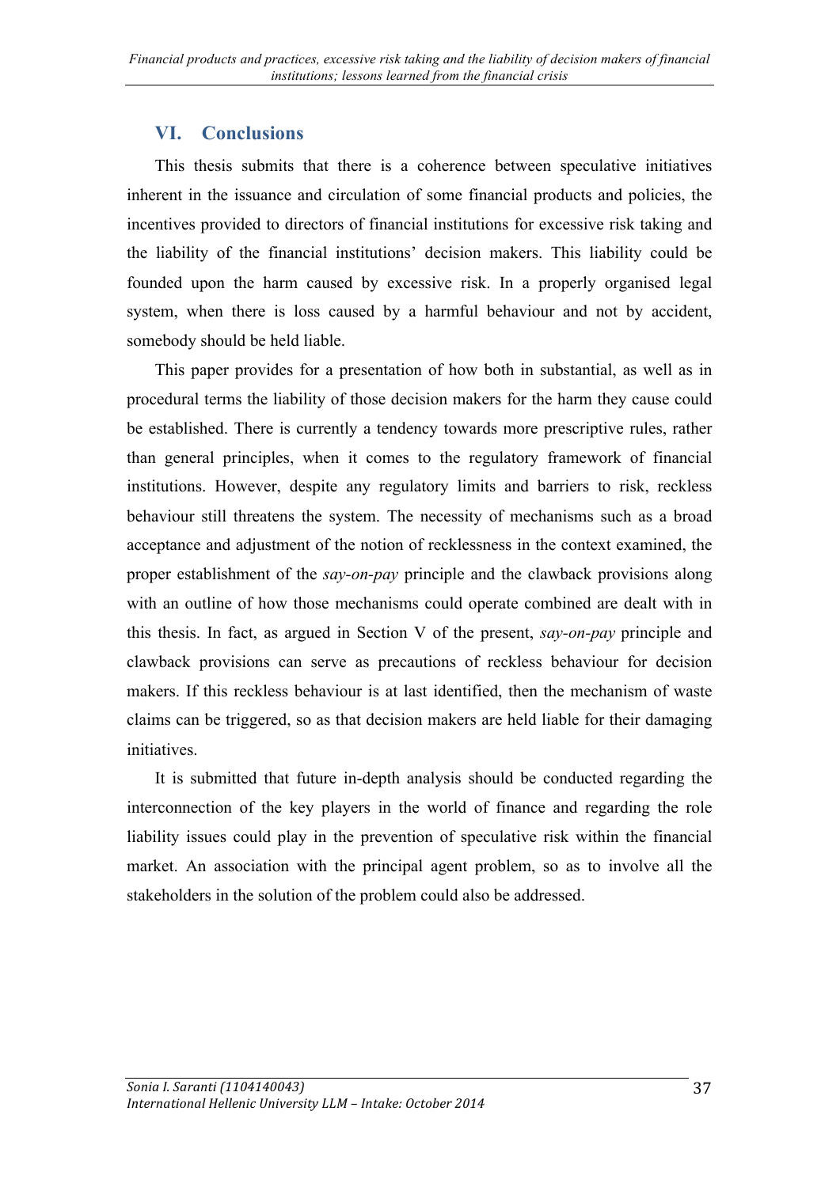## VI. Conclusions

This thesis submits that there is a coherence between speculative initiatives inherent in the issuance and circulation of some financial products and policies, the incentives provided to directors of financial institutions for excessive risk taking and the liability of the financial institutions' decision makers. This liability could be founded upon the harm caused by excessive risk. In a properly organised legal system, when there is loss caused by a harmful behaviour and not by accident, somebody should be held liable.

This paper provides for a presentation of how both in substantial, as well as in procedural terms the liability of those decision makers for the harm they cause could be established. There is currently a tendency towards more prescriptive rules, rather than general principles, when it comes to the regulatory framework of financial institutions. However, despite any regulatory limits and barriers to risk, reckless behaviour still threatens the system. The necessity of mechanisms such as a broad acceptance and adjustment of the notion of recklessness in the context examined, the proper establishment of the *say-on-pay* principle and the clawback provisions along with an outline of how those mechanisms could operate combined are dealt with in this thesis. In fact, as argued in Section V of the present, *say-on-pay* principle and clawback provisions can serve as precautions of reckless behaviour for decision makers. If this reckless behaviour is at last identified, then the mechanism of waste claims can be triggered, so as that decision makers are held liable for their damaging initiatives.

It is submitted that future in-depth analysis should be conducted regarding the interconnection of the key players in the world of finance and regarding the role liability issues could play in the prevention of speculative risk within the financial market. An association with the principal agent problem, so as to involve all the stakeholders in the solution of the problem could also be addressed.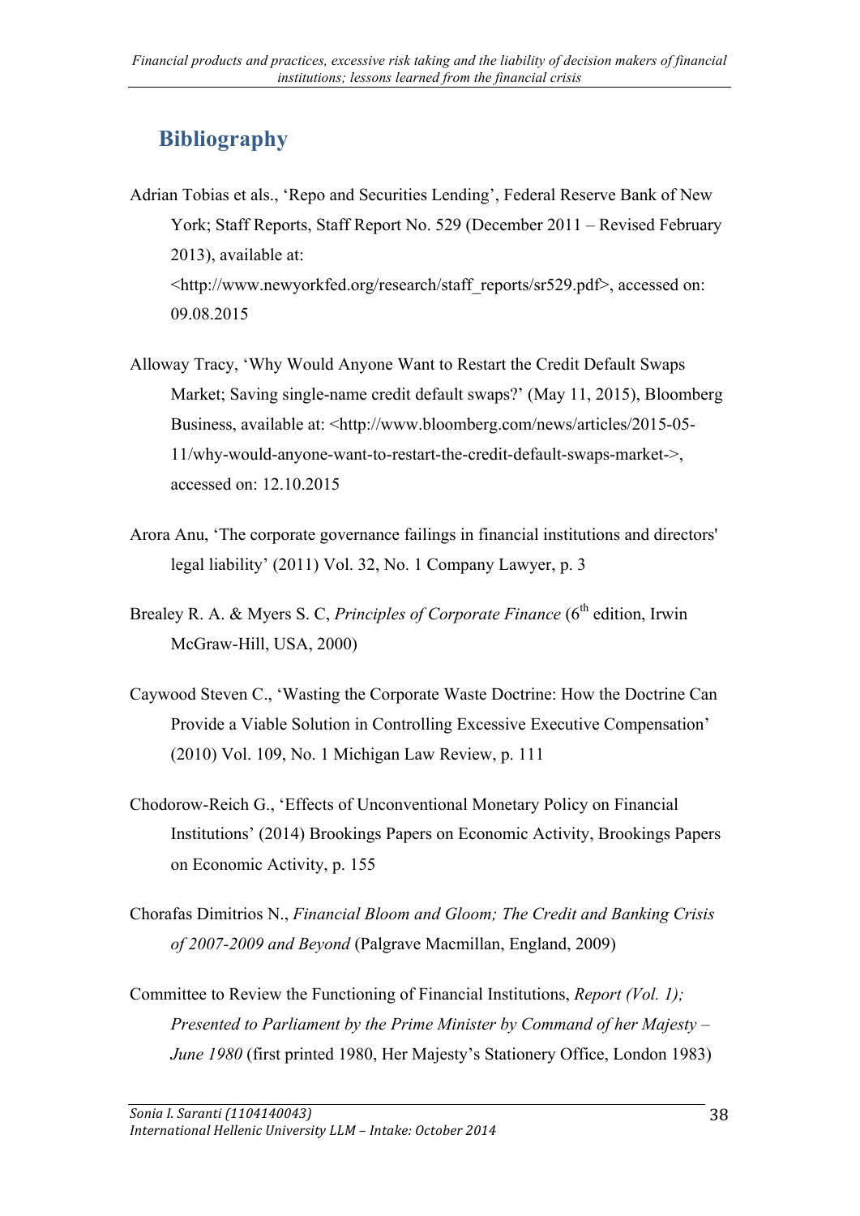# Bibliography

Adrian Tobias et als., 'Repo and Securities Lending', Federal Reserve Bank of New York; Staff Reports, Staff Report No. 529 (December 2011 – Revised February 2013), available at: <http://www.newyorkfed.org/research/staff_reports/sr529.pdf>, accessed on: 09.08.2015

Alloway Tracy, 'Why Would Anyone Want to Restart the Credit Default Swaps Market; Saving single-name credit default swaps?' (May 11, 2015), Bloomberg Business, available at: <http://www.bloomberg.com/news/articles/2015-05-11/why-would-anyone-want-to-restart-the-credit-default-swaps-market->, accessed on: 12.10.2015

Arora Anu, 'The corporate governance failings in financial institutions and directors' legal liability' (2011) Vol. 32, No. 1 Company Lawyer, p. 3

Brealey R. A. & Myers S. C, *Principles of Corporate Finance* (6th edition, Irwin McGraw-Hill, USA, 2000)

Caywood Steven C., 'Wasting the Corporate Waste Doctrine: How the Doctrine Can Provide a Viable Solution in Controlling Excessive Executive Compensation' (2010) Vol. 109, No. 1 Michigan Law Review, p. 111

Chodorow-Reich G., 'Effects of Unconventional Monetary Policy on Financial Institutions' (2014) Brookings Papers on Economic Activity, Brookings Papers on Economic Activity, p. 155

Chorafas Dimitrios N., *Financial Bloom and Gloom; The Credit and Banking Crisis of 2007-2009 and Beyond* (Palgrave Macmillan, England, 2009)

Committee to Review the Functioning of Financial Institutions, *Report (Vol. 1); Presented to Parliament by the Prime Minister by Command of her Majesty – June 1980* (first printed 1980, Her Majesty's Stationery Office, London 1983)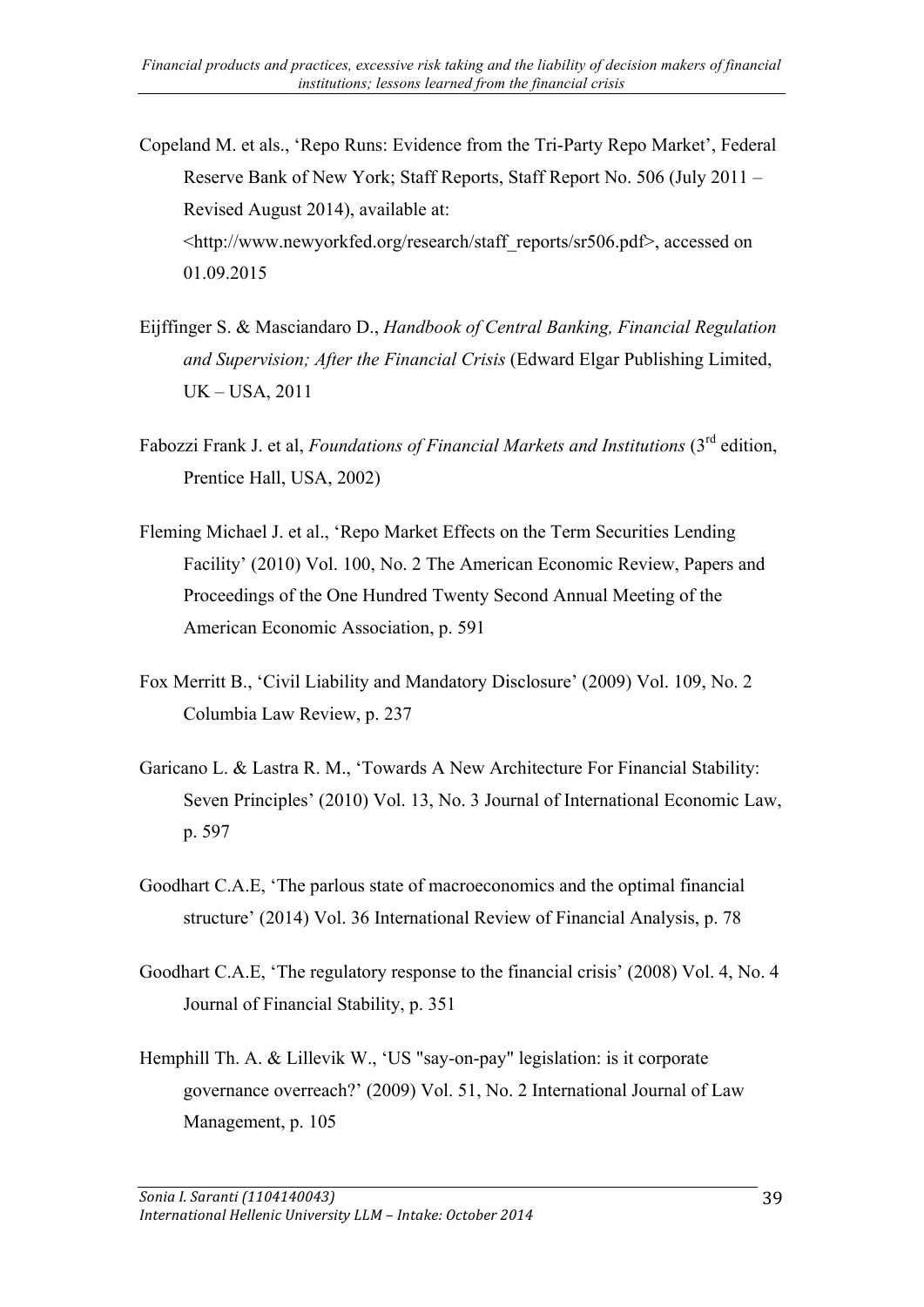Copeland M. et als., 'Repo Runs: Evidence from the Tri-Party Repo Market', Federal Reserve Bank of New York; Staff Reports, Staff Report No. 506 (July 2011 – Revised August 2014), available at: <http://www.newyorkfed.org/research/staff_reports/sr506.pdf>, accessed on 01.09.2015

Eijffinger S. & Masciandaro D., *Handbook of Central Banking, Financial Regulation and Supervision; After the Financial Crisis* (Edward Elgar Publishing Limited, UK – USA, 2011

Fabozzi Frank J. et al, *Foundations of Financial Markets and Institutions* (3rd edition, Prentice Hall, USA, 2002)

Fleming Michael J. et al., 'Repo Market Effects on the Term Securities Lending Facility' (2010) Vol. 100, No. 2 The American Economic Review, Papers and Proceedings of the One Hundred Twenty Second Annual Meeting of the American Economic Association, p. 591

Fox Merritt B., 'Civil Liability and Mandatory Disclosure' (2009) Vol. 109, No. 2 Columbia Law Review, p. 237

Garicano L. & Lastra R. M., 'Towards A New Architecture For Financial Stability: Seven Principles' (2010) Vol. 13, No. 3 Journal of International Economic Law, p. 597

Goodhart C.A.E, 'The parlous state of macroeconomics and the optimal financial structure' (2014) Vol. 36 International Review of Financial Analysis, p. 78

Goodhart C.A.E, 'The regulatory response to the financial crisis' (2008) Vol. 4, No. 4 Journal of Financial Stability, p. 351

Hemphill Th. A. & Lillevik W., 'US "say-on-pay" legislation: is it corporate governance overreach?' (2009) Vol. 51, No. 2 International Journal of Law Management, p. 105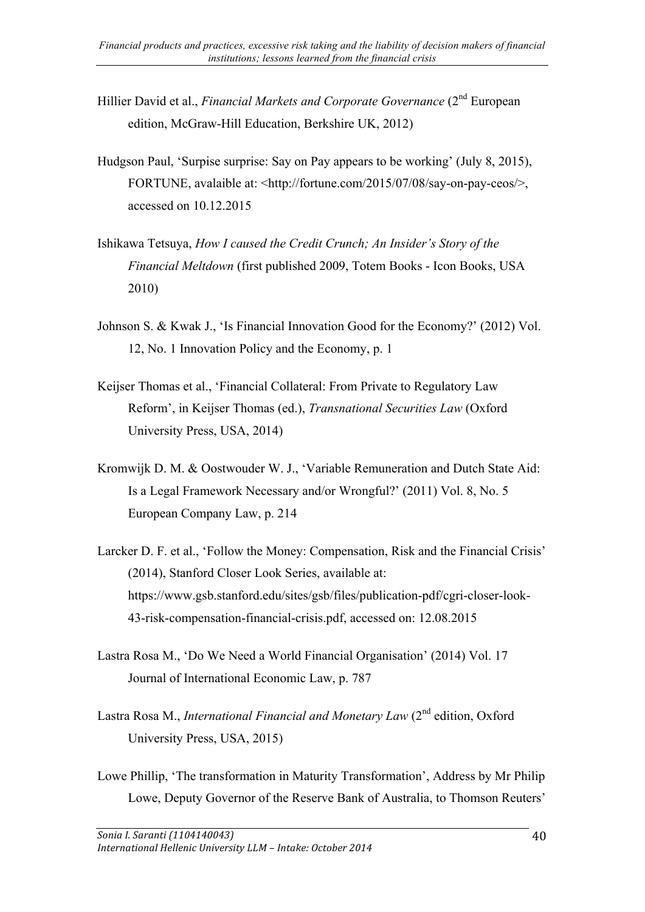Hillier David et al., *Financial Markets and Corporate Governance* (2nd European edition, McGraw-Hill Education, Berkshire UK, 2012)

Hudgson Paul, 'Surpise surprise: Say on Pay appears to be working' (July 8, 2015), FORTUNE, avalaible at: <http://fortune.com/2015/07/08/say-on-pay-ceos/>, accessed on 10.12.2015

Ishikawa Tetsuya, *How I caused the Credit Crunch; An Insider's Story of the Financial Meltdown* (first published 2009, Totem Books - Icon Books, USA 2010)

Johnson S. & Kwak J., 'Is Financial Innovation Good for the Economy?' (2012) Vol. 12, No. 1 Innovation Policy and the Economy, p. 1

Keijser Thomas et al., 'Financial Collateral: From Private to Regulatory Law Reform', in Keijser Thomas (ed.), *Transnational Securities Law* (Oxford University Press, USA, 2014)

Kromwijk D. M. & Oostwouder W. J., 'Variable Remuneration and Dutch State Aid: Is a Legal Framework Necessary and/or Wrongful?' (2011) Vol. 8, No. 5 European Company Law, p. 214

Larcker D. F. et al., 'Follow the Money: Compensation, Risk and the Financial Crisis' (2014), Stanford Closer Look Series, available at: https://www.gsb.stanford.edu/sites/gsb/files/publication-pdf/cgri-closer-look-43-risk-compensation-financial-crisis.pdf, accessed on: 12.08.2015

Lastra Rosa M., 'Do We Need a World Financial Organisation' (2014) Vol. 17 Journal of International Economic Law, p. 787

Lastra Rosa M., *International Financial and Monetary Law* (2nd edition, Oxford University Press, USA, 2015)

Lowe Phillip, 'The transformation in Maturity Transformation', Address by Mr Philip Lowe, Deputy Governor of the Reserve Bank of Australia, to Thomson Reuters'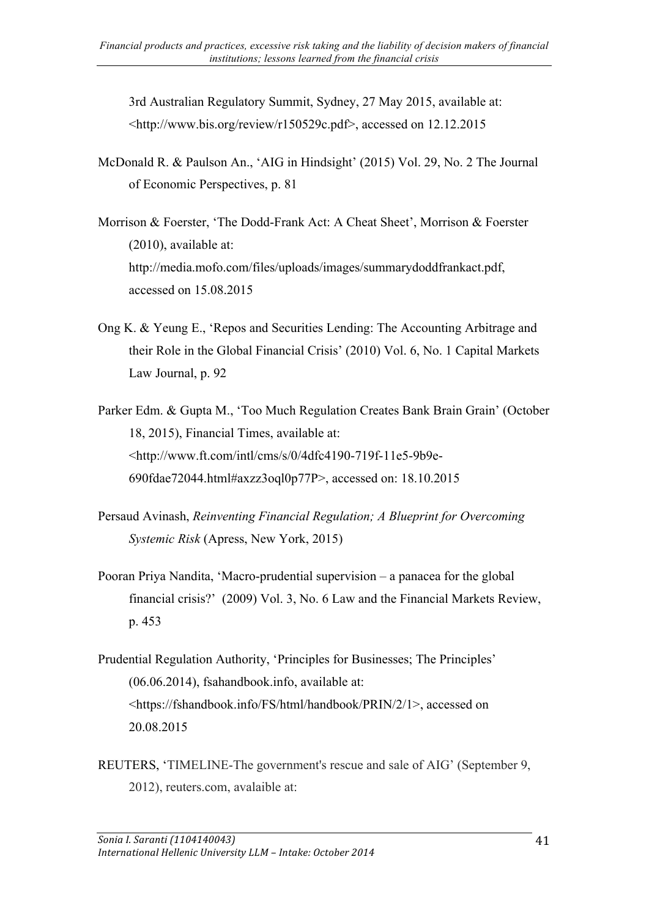3rd Australian Regulatory Summit, Sydney, 27 May 2015, available at: <http://www.bis.org/review/r150529c.pdf>, accessed on 12.12.2015

McDonald R. & Paulson An., 'AIG in Hindsight' (2015) Vol. 29, No. 2 The Journal of Economic Perspectives, p. 81

Morrison & Foerster, 'The Dodd-Frank Act: A Cheat Sheet', Morrison & Foerster (2010), available at: http://media.mofo.com/files/uploads/images/summarydoddfrankact.pdf, accessed on 15.08.2015

Ong K. & Yeung E., 'Repos and Securities Lending: The Accounting Arbitrage and their Role in the Global Financial Crisis' (2010) Vol. 6, No. 1 Capital Markets Law Journal, p. 92

Parker Edm. & Gupta M., 'Too Much Regulation Creates Bank Brain Grain' (October 18, 2015), Financial Times, available at: <http://www.ft.com/intl/cms/s/0/4dfc4190-719f-11e5-9b9e-690fdae72044.html#axzz3oql0p77P>, accessed on: 18.10.2015

Persaud Avinash, *Reinventing Financial Regulation; A Blueprint for Overcoming Systemic Risk* (Apress, New York, 2015)

Pooran Priya Nandita, 'Macro-prudential supervision – a panacea for the global financial crisis?' (2009) Vol. 3, No. 6 Law and the Financial Markets Review, p. 453

Prudential Regulation Authority, 'Principles for Businesses; The Principles' (06.06.2014), fsahandbook.info, available at: <https://fshandbook.info/FS/html/handbook/PRIN/2/1>, accessed on 20.08.2015

REUTERS, 'TIMELINE-The government's rescue and sale of AIG' (September 9, 2012), reuters.com, avalaible at: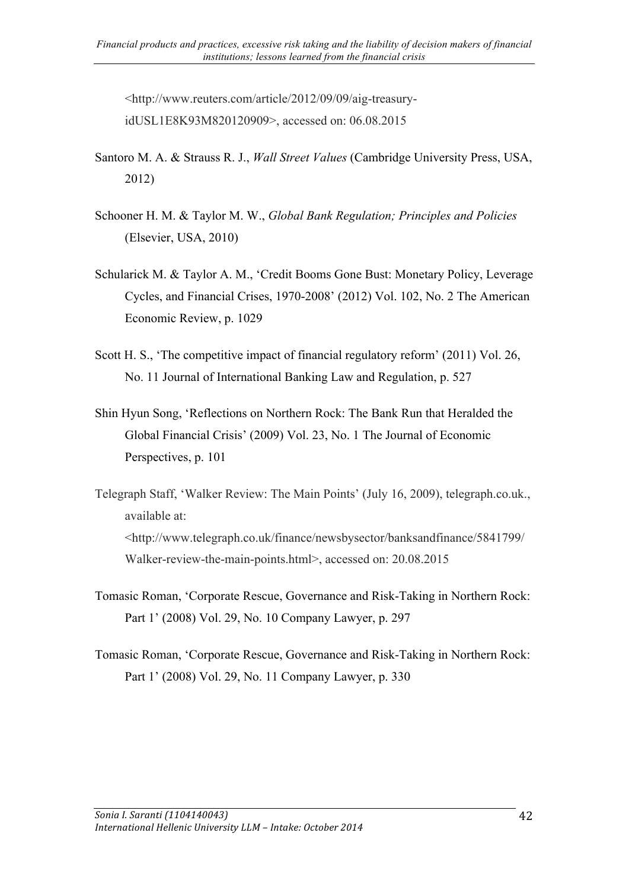<http://www.reuters.com/article/2012/09/09/aig-treasury-idUSL1E8K93M820120909>, accessed on: 06.08.2015

Santoro M. A. & Strauss R. J., *Wall Street Values* (Cambridge University Press, USA, 2012)

Schooner H. M. & Taylor M. W., *Global Bank Regulation; Principles and Policies* (Elsevier, USA, 2010)

Schularick M. & Taylor A. M., 'Credit Booms Gone Bust: Monetary Policy, Leverage Cycles, and Financial Crises, 1970-2008' (2012) Vol. 102, No. 2 The American Economic Review, p. 1029

Scott H. S., 'The competitive impact of financial regulatory reform' (2011) Vol. 26, No. 11 Journal of International Banking Law and Regulation, p. 527

Shin Hyun Song, 'Reflections on Northern Rock: The Bank Run that Heralded the Global Financial Crisis' (2009) Vol. 23, No. 1 The Journal of Economic Perspectives, p. 101

Telegraph Staff, 'Walker Review: The Main Points' (July 16, 2009), telegraph.co.uk., available at: <http://www.telegraph.co.uk/finance/newsbysector/banksandfinance/5841799/Walker-review-the-main-points.html>, accessed on: 20.08.2015

Tomasic Roman, 'Corporate Rescue, Governance and Risk-Taking in Northern Rock: Part 1' (2008) Vol. 29, No. 10 Company Lawyer, p. 297

Tomasic Roman, 'Corporate Rescue, Governance and Risk-Taking in Northern Rock: Part 1' (2008) Vol. 29, No. 11 Company Lawyer, p. 330